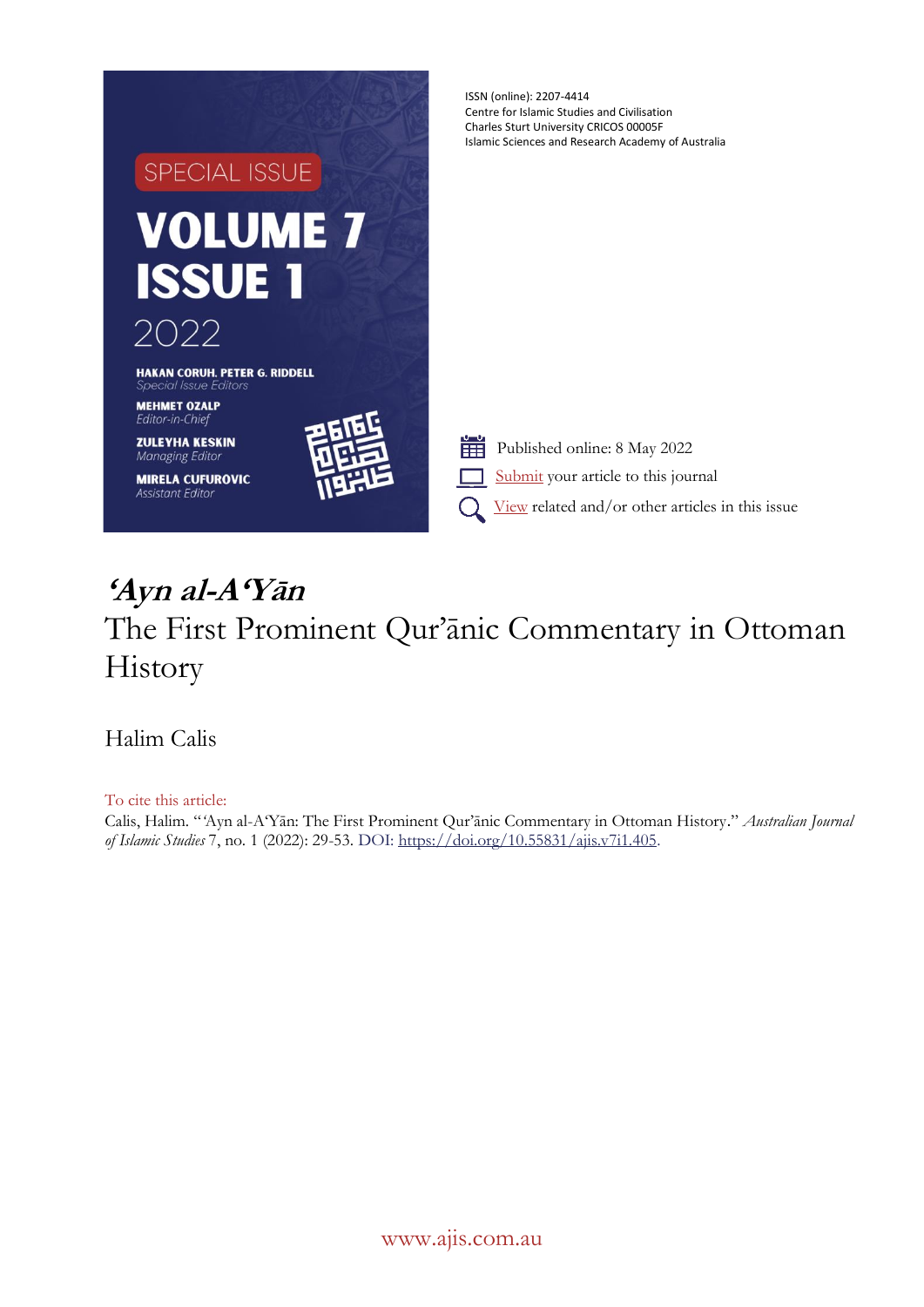SPECIAL ISSUE

VOLUME 7
ISSUE 1
2022

HAKAN CORUH, PETER G. RIDDELL
*Special Issue Editors*

MEHMET OZALP
*Editor-in-Chief*

ZULEYHA KESKIN
*Managing Editor*

MIRELA CUFUROVIC
*Assistant Editor*

ISSN (online): 2207-4414
Centre for Islamic Studies and Civilisation
Charles Sturt University CRICOS 00005F
Islamic Sciences and Research Academy of Australia

Published online: 8 May 2022

Submit your article to this journal

View related and/or other articles in this issue

# *'Ayn al-A'Yān*
# The First Prominent Qur'ānic Commentary in Ottoman History

Halim Calis

To cite this article:
Calis, Halim. "'Ayn al-A'Yān: The First Prominent Qur'ānic Commentary in Ottoman History." *Australian Journal of Islamic Studies* 7, no. 1 (2022): 29-53. DOI: https://doi.org/10.55831/ajis.v7i1.405.

www.ajis.com.au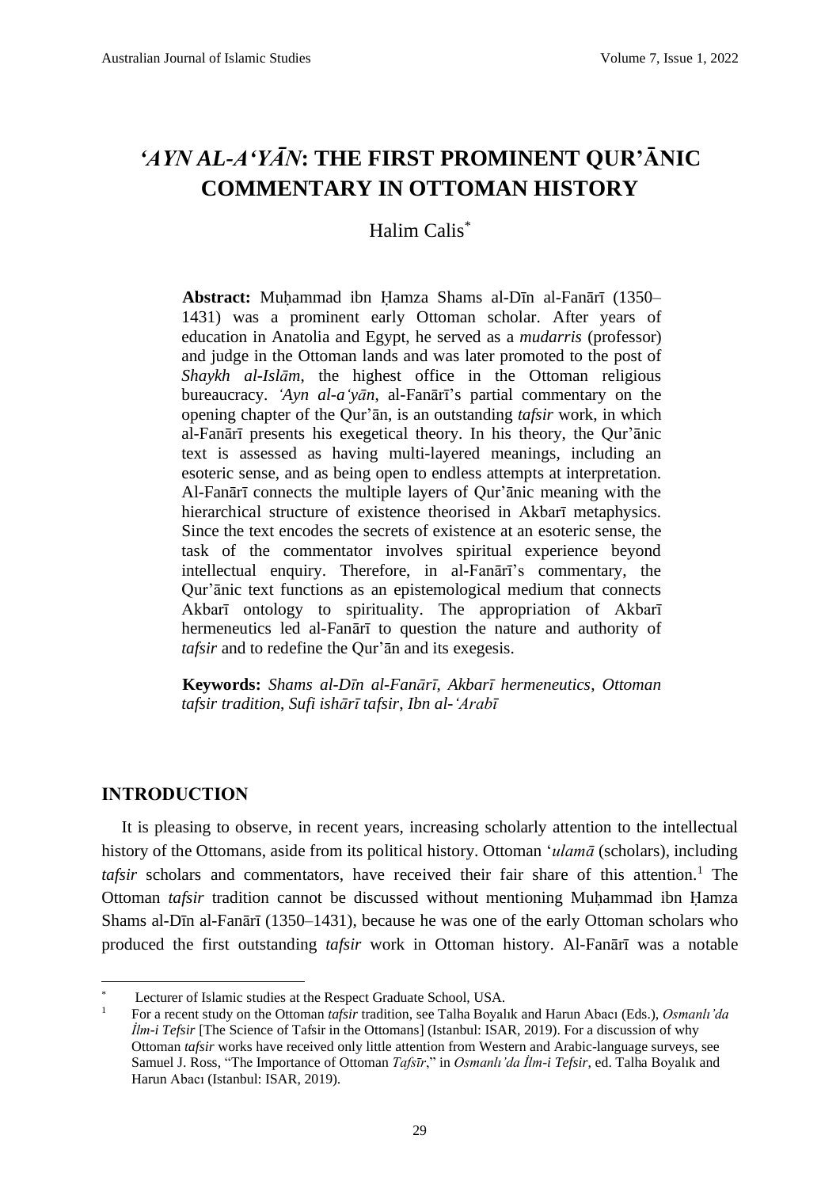# *'AYN AL-A'YĀN*: THE FIRST PROMINENT QUR'ĀNIC COMMENTARY IN OTTOMAN HISTORY

Halim Calis[*]

**Abstract:** Muḥammad ibn Ḥamza Shams al-Dīn al-Fanārī (1350–1431) was a prominent early Ottoman scholar. After years of education in Anatolia and Egypt, he served as a *mudarris* (professor) and judge in the Ottoman lands and was later promoted to the post of *Shaykh al-Islām*, the highest office in the Ottoman religious bureaucracy. *'Ayn al-a'yān*, al-Fanārī's partial commentary on the opening chapter of the Qur'ān, is an outstanding *tafsir* work, in which al-Fanārī presents his exegetical theory. In his theory, the Qur'ānic text is assessed as having multi-layered meanings, including an esoteric sense, and as being open to endless attempts at interpretation. Al-Fanārī connects the multiple layers of Qur'ānic meaning with the hierarchical structure of existence theorised in Akbarī metaphysics. Since the text encodes the secrets of existence at an esoteric sense, the task of the commentator involves spiritual experience beyond intellectual enquiry. Therefore, in al-Fanārī's commentary, the Qur'ānic text functions as an epistemological medium that connects Akbarī ontology to spirituality. The appropriation of Akbarī hermeneutics led al-Fanārī to question the nature and authority of *tafsir* and to redefine the Qur'ān and its exegesis.

**Keywords:** *Shams al-Dīn al-Fanārī, Akbarī hermeneutics, Ottoman tafsir tradition, Sufi ishārī tafsir, Ibn al-'Arabī*

## INTRODUCTION

It is pleasing to observe, in recent years, increasing scholarly attention to the intellectual history of the Ottomans, aside from its political history. Ottoman '*ulamā* (scholars), including *tafsir* scholars and commentators, have received their fair share of this attention.[1] The Ottoman *tafsir* tradition cannot be discussed without mentioning Muḥammad ibn Ḥamza Shams al-Dīn al-Fanārī (1350–1431), because he was one of the early Ottoman scholars who produced the first outstanding *tafsir* work in Ottoman history. Al-Fanārī was a notable

---

[*] Lecturer of Islamic studies at the Respect Graduate School, USA.

[1] For a recent study on the Ottoman *tafsir* tradition, see Talha Boyalık and Harun Abacı (Eds.), *Osmanlı'da İlm-i Tefsir* [The Science of Tafsir in the Ottomans] (Istanbul: ISAR, 2019). For a discussion of why Ottoman *tafsir* works have received only little attention from Western and Arabic-language surveys, see Samuel J. Ross, "The Importance of Ottoman *Tafsīr*," in *Osmanlı'da İlm-i Tefsir*, ed. Talha Boyalık and Harun Abacı (Istanbul: ISAR, 2019).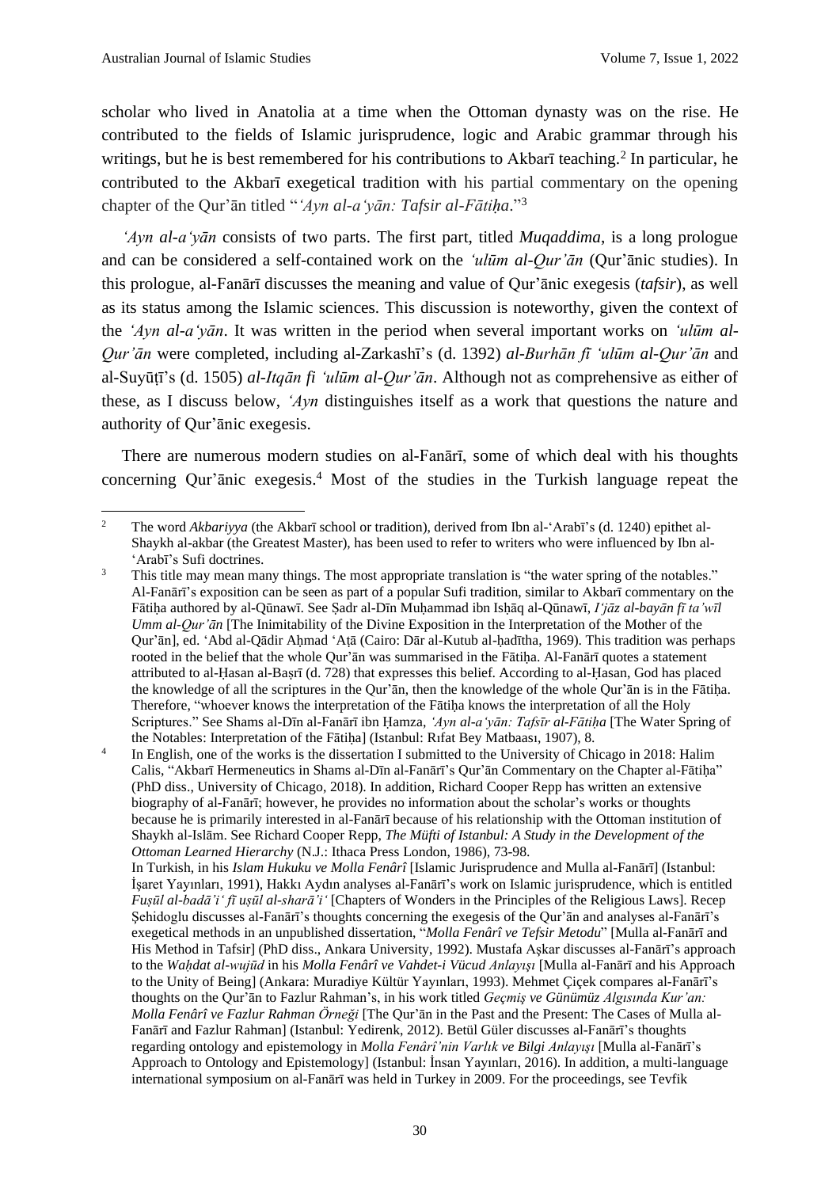scholar who lived in Anatolia at a time when the Ottoman dynasty was on the rise. He contributed to the fields of Islamic jurisprudence, logic and Arabic grammar through his writings, but he is best remembered for his contributions to Akbarī teaching.[2] In particular, he contributed to the Akbarī exegetical tradition with his partial commentary on the opening chapter of the Qur'ān titled "*'Ayn al-a'yān: Tafsir al-Fātiḥa*."[3]

*'Ayn al-a'yān* consists of two parts. The first part, titled *Muqaddima*, is a long prologue and can be considered a self-contained work on the *'ulūm al-Qur'ān* (Qur'ānic studies). In this prologue, al-Fanārī discusses the meaning and value of Qur'ānic exegesis (*tafsir*), as well as its status among the Islamic sciences. This discussion is noteworthy, given the context of the *'Ayn al-a'yān*. It was written in the period when several important works on *'ulūm al-Qur'ān* were completed, including al-Zarkashī's (d. 1392) *al-Burhān fī 'ulūm al-Qur'ān* and al-Suyūṭī's (d. 1505) *al-Itqān fi 'ulūm al-Qur'ān*. Although not as comprehensive as either of these, as I discuss below, *'Ayn* distinguishes itself as a work that questions the nature and authority of Qur'ānic exegesis.

There are numerous modern studies on al-Fanārī, some of which deal with his thoughts concerning Qur'ānic exegesis.[4] Most of the studies in the Turkish language repeat the

---

[2] The word *Akbariyya* (the Akbarī school or tradition), derived from Ibn al-'Arabī's (d. 1240) epithet al-Shaykh al-akbar (the Greatest Master), has been used to refer to writers who were influenced by Ibn al-'Arabī's Sufi doctrines.

[3] This title may mean many things. The most appropriate translation is "the water spring of the notables." Al-Fanārī's exposition can be seen as part of a popular Sufi tradition, similar to Akbarī commentary on the Fātiḥa authored by al-Qūnawī. See Ṣadr al-Dīn Muḥammad ibn Isḥāq al-Qūnawī, *I'jāz al-bayān fī ta'wīl Umm al-Qur'ān* [The Inimitability of the Divine Exposition in the Interpretation of the Mother of the Qur'ān], ed. 'Abd al-Qādir Aḥmad 'Aṭā (Cairo: Dār al-Kutub al-ḥadītha, 1969). This tradition was perhaps rooted in the belief that the whole Qur'ān was summarised in the Fātiḥa. Al-Fanārī quotes a statement attributed to al-Ḥasan al-Baṣrī (d. 728) that expresses this belief. According to al-Ḥasan, God has placed the knowledge of all the scriptures in the Qur'ān, then the knowledge of the whole Qur'ān is in the Fātiḥa. Therefore, "whoever knows the interpretation of the Fātiḥa knows the interpretation of all the Holy Scriptures." See Shams al-Dīn al-Fanārī ibn Ḥamza, *'Ayn al-a'yān: Tafsīr al-Fātiḥa* [The Water Spring of the Notables: Interpretation of the Fātiḥa] (Istanbul: Rıfat Bey Matbaası, 1907), 8.

[4] In English, one of the works is the dissertation I submitted to the University of Chicago in 2018: Halim Calis, "Akbarī Hermeneutics in Shams al-Dīn al-Fanārī's Qur'ān Commentary on the Chapter al-Fātiḥa" (PhD diss., University of Chicago, 2018). In addition, Richard Cooper Repp has written an extensive biography of al-Fanārī; however, he provides no information about the scholar's works or thoughts because he is primarily interested in al-Fanārī because of his relationship with the Ottoman institution of Shaykh al-Islām. See Richard Cooper Repp, *The Müfti of Istanbul: A Study in the Development of the Ottoman Learned Hierarchy* (N.J.: Ithaca Press London, 1986), 73-98.
In Turkish, in his *Islam Hukuku ve Molla Fenârî* [Islamic Jurisprudence and Mulla al-Fanārī] (Istanbul: İşaret Yayınları, 1991), Hakkı Aydın analyses al-Fanārī's work on Islamic jurisprudence, which is entitled *Fuṣūl al-badā'i' fī uṣūl al-sharā'i'* [Chapters of Wonders in the Principles of the Religious Laws]. Recep Şehidoglu discusses al-Fanārī's thoughts concerning the exegesis of the Qur'ān and analyses al-Fanārī's exegetical methods in an unpublished dissertation, "*Molla Fenârî ve Tefsir Metodu*" [Mulla al-Fanārī and His Method in Tafsir] (PhD diss., Ankara University, 1992). Mustafa Aşkar discusses al-Fanārī's approach to the *Waḥdat al-wujūd* in his *Molla Fenârî ve Vahdet-i Vücud Anlayışı* [Mulla al-Fanārī and his Approach to the Unity of Being] (Ankara: Muradiye Kültür Yayınları, 1993). Mehmet Çiçek compares al-Fanārī's thoughts on the Qur'ān to Fazlur Rahman's, in his work titled *Geçmiş ve Günümüz Algısında Kur'an: Molla Fenârî ve Fazlur Rahman Örneği* [The Qur'ān in the Past and the Present: The Cases of Mulla al-Fanārī and Fazlur Rahman] (Istanbul: Yedirenk, 2012). Betül Güler discusses al-Fanārī's thoughts regarding ontology and epistemology in *Molla Fenârî'nin Varlık ve Bilgi Anlayışı* [Mulla al-Fanārī's Approach to Ontology and Epistemology] (Istanbul: İnsan Yayınları, 2016). In addition, a multi-language international symposium on al-Fanārī was held in Turkey in 2009. For the proceedings, see Tevfik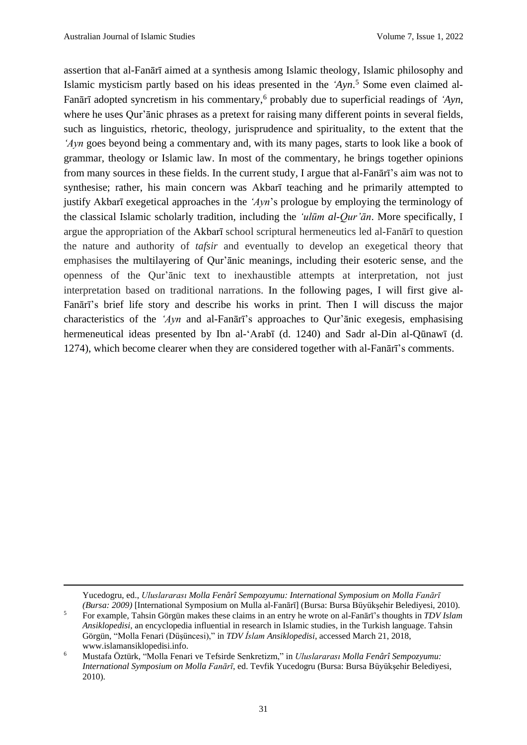assertion that al-Fanārī aimed at a synthesis among Islamic theology, Islamic philosophy and Islamic mysticism partly based on his ideas presented in the *'Ayn*.[5] Some even claimed al-Fanārī adopted syncretism in his commentary,[6] probably due to superficial readings of *'Ayn*, where he uses Qur'ānic phrases as a pretext for raising many different points in several fields, such as linguistics, rhetoric, theology, jurisprudence and spirituality, to the extent that the *'Ayn* goes beyond being a commentary and, with its many pages, starts to look like a book of grammar, theology or Islamic law. In most of the commentary, he brings together opinions from many sources in these fields. In the current study, I argue that al-Fanārī's aim was not to synthesise; rather, his main concern was Akbarī teaching and he primarily attempted to justify Akbarī exegetical approaches in the *'Ayn*'s prologue by employing the terminology of the classical Islamic scholarly tradition, including the *'ulūm al-Qur'ān*. More specifically, I argue the appropriation of the Akbarī school scriptural hermeneutics led al-Fanārī to question the nature and authority of *tafsir* and eventually to develop an exegetical theory that emphasises the multilayering of Qur'ānic meanings, including their esoteric sense, and the openness of the Qur'ānic text to inexhaustible attempts at interpretation, not just interpretation based on traditional narrations. In the following pages, I will first give al-Fanārī's brief life story and describe his works in print. Then I will discuss the major characteristics of the *'Ayn* and al-Fanārī's approaches to Qur'ānic exegesis, emphasising hermeneutical ideas presented by Ibn al-'Arabī (d. 1240) and Sadr al-Din al-Qūnawī (d. 1274), which become clearer when they are considered together with al-Fanārī's comments.

---

Yucedogru, ed., *Uluslararası Molla Fenârî Sempozyumu: International Symposium on Molla Fanārī (Bursa: 2009)* [International Symposium on Mulla al-Fanārī] (Bursa: Bursa Büyükşehir Belediyesi, 2010).

[5] For example, Tahsin Görgün makes these claims in an entry he wrote on al-Fanārī's thoughts in *TDV Islam Ansiklopedisi*, an encyclopedia influential in research in Islamic studies, in the Turkish language. Tahsin Görgün, "Molla Fenari (Düşüncesi)," in *TDV İslam Ansiklopedisi*, accessed March 21, 2018, www.islamansiklopedisi.info.

[6] Mustafa Öztürk, "Molla Fenari ve Tefsirde Senkretizm," in *Uluslararası Molla Fenârî Sempozyumu: International Symposium on Molla Fanārī*, ed. Tevfik Yucedogru (Bursa: Bursa Büyükşehir Belediyesi, 2010).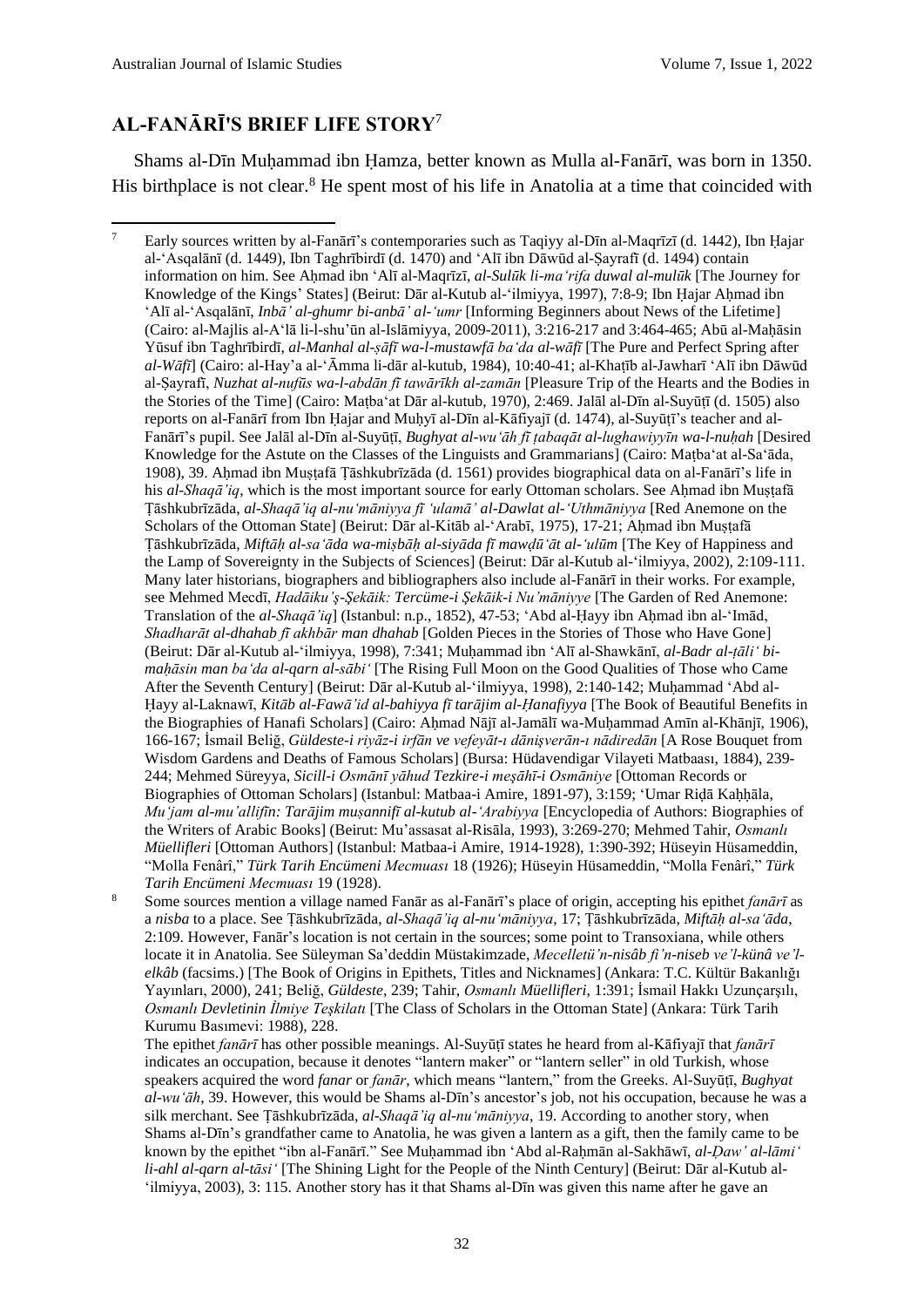## AL-FANĀRĪ'S BRIEF LIFE STORY[7]

Shams al-Dīn Muḥammad ibn Ḥamza, better known as Mulla al-Fanārī, was born in 1350. His birthplace is not clear.[8] He spent most of his life in Anatolia at a time that coincided with

---

[7] Early sources written by al-Fanārī's contemporaries such as Taqiyy al-Dīn al-Maqrīzī (d. 1442), Ibn Ḥajar al-'Asqalānī (d. 1449), Ibn Taghrībirdī (d. 1470) and 'Alī ibn Dāwūd al-Ṣayrafī (d. 1494) contain information on him. See Aḥmad ibn 'Alī al-Maqrīzī, *al-Sulūk li-ma'rifa duwal al-mulūk* [The Journey for Knowledge of the Kings' States] (Beirut: Dār al-Kutub al-'ilmiyya, 1997), 7:8-9; Ibn Ḥajar Aḥmad ibn 'Alī al-'Asqalānī, *Inbā' al-ghumr bi-anbā' al-'umr* [Informing Beginners about News of the Lifetime] (Cairo: al-Majlis al-A'lā li-l-shu'ūn al-Islāmiyya, 2009-2011), 3:216-217 and 3:464-465; Abū al-Maḥāsin Yūsuf ibn Taghrībirdī, *al-Manhal al-ṣāfī wa-l-mustawfā ba'da al-wāfī* [The Pure and Perfect Spring after *al-Wāfī*] (Cairo: al-Hay'a al-'Āmma li-dār al-kutub, 1984), 10:40-41; al-Khaṭīb al-Jawharī 'Alī ibn Dāwūd al-Ṣayrafī, *Nuzhat al-nufūs wa-l-abdān fī tawārīkh al-zamān* [Pleasure Trip of the Hearts and the Bodies in the Stories of the Time] (Cairo: Maṭba'at Dār al-kutub, 1970), 2:469. Jalāl al-Dīn al-Suyūṭī (d. 1505) also reports on al-Fanārī from Ibn Ḥajar and Muḥyī al-Dīn al-Kāfiyajī (d. 1474), al-Suyūṭī's teacher and al-Fanārī's pupil. See Jalāl al-Dīn al-Suyūṭī, *Bughyat al-wu'āh fī ṭabaqāt al-lughawiyyīn wa-l-nuḥah* [Desired Knowledge for the Astute on the Classes of the Linguists and Grammarians] (Cairo: Maṭba'at al-Sa'āda, 1908), 39. Aḥmad ibn Muṣṭafā Ṭāshkubrīzāda (d. 1561) provides biographical data on al-Fanārī's life in his *al-Shaqā'iq*, which is the most important source for early Ottoman scholars. See Aḥmad ibn Muṣṭafā Ṭāshkubrīzāda, *al-Shaqā'iq al-nu'māniyya fī 'ulamā' al-Dawlat al-'Uthmāniyya* [Red Anemone on the Scholars of the Ottoman State] (Beirut: Dār al-Kitāb al-'Arabī, 1975), 17-21; Aḥmad ibn Muṣṭafā Ṭāshkubrīzāda, *Miftāḥ al-sa'āda wa-miṣbāḥ al-siyāda fī mawḍū'āt al-'ulūm* [The Key of Happiness and the Lamp of Sovereignty in the Subjects of Sciences] (Beirut: Dār al-Kutub al-'ilmiyya, 2002), 2:109-111. Many later historians, biographers and bibliographers also include al-Fanārī in their works. For example, see Mehmed Mecdī, *Hadāiku'ş-Şekāik: Tercüme-i Şekāik-i Nu'māniyye* [The Garden of Red Anemone: Translation of the *al-Shaqā'iq*] (Istanbul: n.p., 1852), 47-53; 'Abd al-Ḥayy ibn Aḥmad ibn al-'Imād, *Shadharāt al-dhahab fī akhbār man dhahab* [Golden Pieces in the Stories of Those who Have Gone] (Beirut: Dār al-Kutub al-'ilmiyya, 1998), 7:341; Muḥammad ibn 'Alī al-Shawkānī, *al-Badr al-ṭāli' bi-maḥāsin man ba'da al-qarn al-sābi'* [The Rising Full Moon on the Good Qualities of Those who Came After the Seventh Century] (Beirut: Dār al-Kutub al-'ilmiyya, 1998), 2:140-142; Muḥammad 'Abd al-Ḥayy al-Laknawī, *Kitāb al-Fawā'id al-bahiyya fī tarājim al-Ḥanafiyya* [The Book of Beautiful Benefits in the Biographies of Hanafi Scholars] (Cairo: Aḥmad Nājī al-Jamālī wa-Muḥammad Amīn al-Khānjī, 1906), 166-167; İsmail Beliğ, *Güldeste-i riyāz-i irfān ve vefeyāt-ı dānişverān-ı nādiredān* [A Rose Bouquet from Wisdom Gardens and Deaths of Famous Scholars] (Bursa: Hüdavendigar Vilayeti Matbaası, 1884), 239-244; Mehmed Süreyya, *Sicill-i Osmānī yāhud Tezkire-i meşāhī-i Osmāniye* [Ottoman Records or Biographies of Ottoman Scholars] (Istanbul: Matbaa-i Amire, 1891-97), 3:159; 'Umar Riḍā Kaḥḥāla, *Mu'jam al-mu'allifīn: Tarājim muṣannifī al-kutub al-'Arabiyya* [Encyclopedia of Authors: Biographies of the Writers of Arabic Books] (Beirut: Mu'assasat al-Risāla, 1993), 3:269-270; Mehmed Tahir, *Osmanlı Müellifleri* [Ottoman Authors] (Istanbul: Matbaa-i Amire, 1914-1928), 1:390-392; Hüseyin Hüsameddin, "Molla Fenârî," *Türk Tarih Encümeni Mecmuası* 18 (1926); Hüseyin Hüsameddin, "Molla Fenârî," *Türk Tarih Encümeni Mecmuası* 19 (1928).

[8] Some sources mention a village named Fanār as al-Fanārī's place of origin, accepting his epithet *fanārī* as a *nisba* to a place. See Ṭāshkubrīzāda, *al-Shaqā'iq al-nu'māniyya*, 17; Ṭāshkubrīzāda, *Miftāḥ al-sa'āda*, 2:109. However, Fanār's location is not certain in the sources; some point to Transoxiana, while others locate it in Anatolia. See Süleyman Sa'deddin Müstakimzade, *Mecelletü'n-nisâb fi'n-niseb ve'l-künâ ve'l-elkâb* (facsims.) [The Book of Origins in Epithets, Titles and Nicknames] (Ankara: T.C. Kültür Bakanlığı Yayınları, 2000), 241; Beliğ, *Güldeste*, 239; Tahir, *Osmanlı Müellifleri*, 1:391; İsmail Hakkı Uzunçarşılı, *Osmanlı Devletinin İlmiye Teşkilatı* [The Class of Scholars in the Ottoman State] (Ankara: Türk Tarih Kurumu Basımevi: 1988), 228.

The epithet *fanārī* has other possible meanings. Al-Suyūṭī states he heard from al-Kāfiyajī that *fanārī* indicates an occupation, because it denotes "lantern maker" or "lantern seller" in old Turkish, whose speakers acquired the word *fanar* or *fanār*, which means "lantern," from the Greeks. Al-Suyūṭī, *Bughyat al-wu'āh*, 39. However, this would be Shams al-Dīn's ancestor's job, not his occupation, because he was a silk merchant. See Ṭāshkubrīzāda, *al-Shaqā'iq al-nu'māniyya*, 19. According to another story, when Shams al-Dīn's grandfather came to Anatolia, he was given a lantern as a gift, then the family came to be known by the epithet "ibn al-Fanārī." See Muḥammad ibn 'Abd al-Raḥmān al-Sakhāwī, *al-Ḍaw' al-lāmi' li-ahl al-qarn al-tāsi'* [The Shining Light for the People of the Ninth Century] (Beirut: Dār al-Kutub al-'ilmiyya, 2003), 3: 115. Another story has it that Shams al-Dīn was given this name after he gave an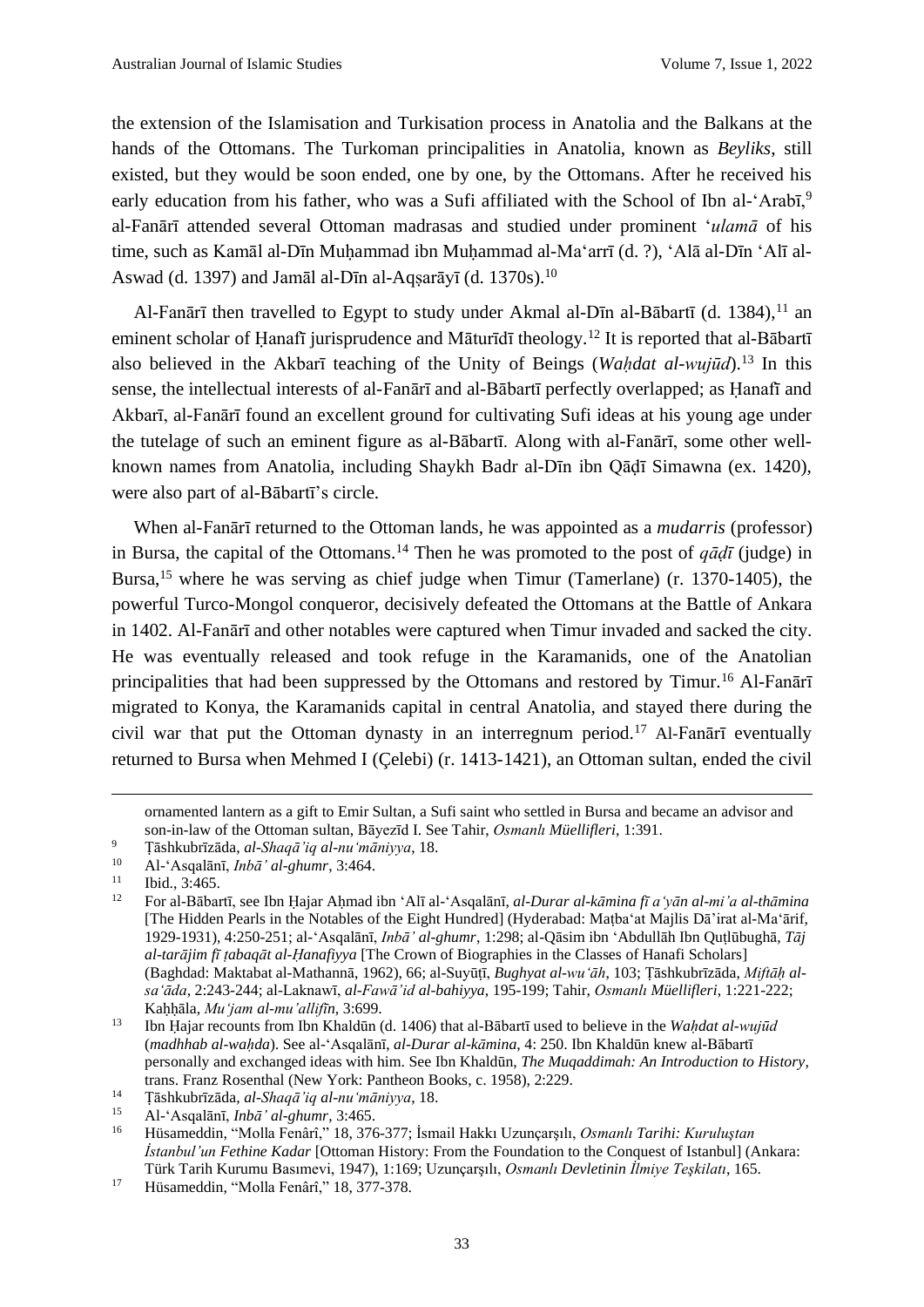the extension of the Islamisation and Turkisation process in Anatolia and the Balkans at the hands of the Ottomans. The Turkoman principalities in Anatolia, known as *Beyliks*, still existed, but they would be soon ended, one by one, by the Ottomans. After he received his early education from his father, who was a Sufi affiliated with the School of Ibn al-ʻArabī,[9] al-Fanārī attended several Ottoman madrasas and studied under prominent ʻ*ulamā* of his time, such as Kamāl al-Dīn Muḥammad ibn Muḥammad al-Maʻarrī (d. ?), ʻAlā al-Dīn ʻAlī al-Aswad (d. 1397) and Jamāl al-Dīn al-Aqṣarāyī (d. 1370s).[10]

Al-Fanārī then travelled to Egypt to study under Akmal al-Dīn al-Bābartī (d. 1384),[11] an eminent scholar of Ḥanafī jurisprudence and Māturīdī theology.[12] It is reported that al-Bābartī also believed in the Akbarī teaching of the Unity of Beings (*Waḥdat al-wujūd*).[13] In this sense, the intellectual interests of al-Fanārī and al-Bābartī perfectly overlapped; as Ḥanafī and Akbarī, al-Fanārī found an excellent ground for cultivating Sufi ideas at his young age under the tutelage of such an eminent figure as al-Bābartī. Along with al-Fanārī, some other well-known names from Anatolia, including Shaykh Badr al-Dīn ibn Qāḍī Simawna (ex. 1420), were also part of al-Bābartī's circle.

When al-Fanārī returned to the Ottoman lands, he was appointed as a *mudarris* (professor) in Bursa, the capital of the Ottomans.[14] Then he was promoted to the post of *qāḍī* (judge) in Bursa,[15] where he was serving as chief judge when Timur (Tamerlane) (r. 1370-1405), the powerful Turco-Mongol conqueror, decisively defeated the Ottomans at the Battle of Ankara in 1402. Al-Fanārī and other notables were captured when Timur invaded and sacked the city. He was eventually released and took refuge in the Karamanids, one of the Anatolian principalities that had been suppressed by the Ottomans and restored by Timur.[16] Al-Fanārī migrated to Konya, the Karamanids capital in central Anatolia, and stayed there during the civil war that put the Ottoman dynasty in an interregnum period.[17] Al-Fanārī eventually returned to Bursa when Mehmed I (Çelebi) (r. 1413-1421), an Ottoman sultan, ended the civil

---

ornamented lantern as a gift to Emir Sultan, a Sufi saint who settled in Bursa and became an advisor and son-in-law of the Ottoman sultan, Bāyezīd I. See Tahir, *Osmanlı Müellifleri*, 1:391.

[9] Ṭāshkubrīzāda, *al-Shaqā'iq al-nuʻmāniyya*, 18.

[10] Al-ʻAsqalānī, *Inbā' al-ghumr*, 3:464.

[11] Ibid., 3:465.

[12] For al-Bābartī, see Ibn Ḥajar Aḥmad ibn ʻAlī al-ʻAsqalānī, *al-Durar al-kāmina fī aʻyān al-miʼa al-thāmina* [The Hidden Pearls in the Notables of the Eight Hundred] (Hyderabad: Maṭbaʻat Majlis Dā'irat al-Maʻārif, 1929-1931), 4:250-251; al-ʻAsqalānī, *Inbā' al-ghumr*, 1:298; al-Qāsim ibn ʻAbdullāh Ibn Quṭlūbughā, *Tāj al-tarājim fī ṭabaqāt al-Ḥanafiyya* [The Crown of Biographies in the Classes of Hanafi Scholars] (Baghdad: Maktabat al-Mathannā, 1962), 66; al-Suyūṭī, *Bughyat al-wuʻāh*, 103; Ṭāshkubrīzāda, *Miftāḥ al-saʻāda*, 2:243-244; al-Laknawī, *al-Fawā'id al-bahiyya*, 195-199; Tahir, *Osmanlı Müellifleri*, 1:221-222; Kaḥḥāla, *Muʻjam al-mu'allifīn*, 3:699.

[13] Ibn Ḥajar recounts from Ibn Khaldūn (d. 1406) that al-Bābartī used to believe in the *Waḥdat al-wujūd* (*madhhab al-waḥda*). See al-ʻAsqalānī, *al-Durar al-kāmina*, 4: 250. Ibn Khaldūn knew al-Bābartī personally and exchanged ideas with him. See Ibn Khaldūn, *The Muqaddimah: An Introduction to History*, trans. Franz Rosenthal (New York: Pantheon Books, c. 1958), 2:229.

[14] Ṭāshkubrīzāda, *al-Shaqā'iq al-nuʻmāniyya*, 18.

[15] Al-ʻAsqalānī, *Inbā' al-ghumr*, 3:465.

[16] Hüsameddin, "Molla Fenârî," 18, 376-377; İsmail Hakkı Uzunçarşılı, *Osmanlı Tarihi: Kuruluştan İstanbul'un Fethine Kadar* [Ottoman History: From the Foundation to the Conquest of Istanbul] (Ankara: Türk Tarih Kurumu Basımevi, 1947), 1:169; Uzunçarşılı, *Osmanlı Devletinin İlmiye Teşkilatı*, 165.

[17] Hüsameddin, "Molla Fenârî," 18, 377-378.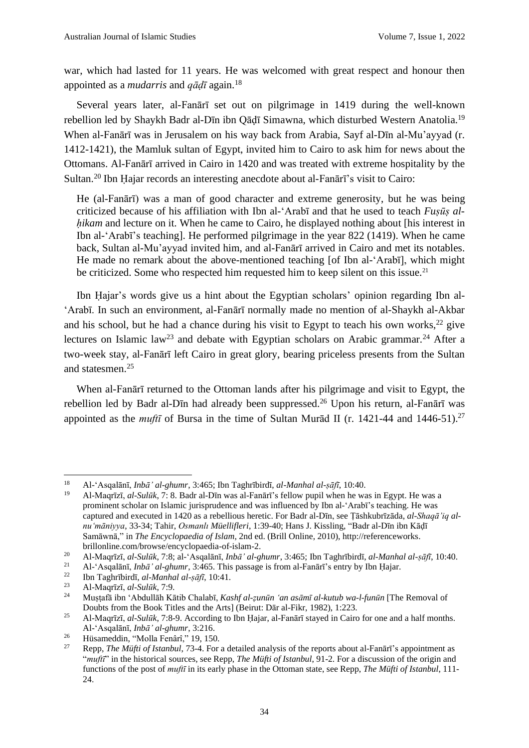war, which had lasted for 11 years. He was welcomed with great respect and honour then appointed as a *mudarris* and *qāḍī* again.[18]

Several years later, al-Fanārī set out on pilgrimage in 1419 during the well-known rebellion led by Shaykh Badr al-Dīn ibn Qāḍī Simawna, which disturbed Western Anatolia.[19] When al-Fanārī was in Jerusalem on his way back from Arabia, Sayf al-Dīn al-Mu'ayyad (r. 1412-1421), the Mamluk sultan of Egypt, invited him to Cairo to ask him for news about the Ottomans. Al-Fanārī arrived in Cairo in 1420 and was treated with extreme hospitality by the Sultan.[20] Ibn Ḥajar records an interesting anecdote about al-Fanārī's visit to Cairo:

> He (al-Fanārī) was a man of good character and extreme generosity, but he was being criticized because of his affiliation with Ibn al-'Arabī and that he used to teach *Fuṣūṣ al-ḥikam* and lecture on it. When he came to Cairo, he displayed nothing about [his interest in Ibn al-'Arabī's teaching]. He performed pilgrimage in the year 822 (1419). When he came back, Sultan al-Mu'ayyad invited him, and al-Fanārī arrived in Cairo and met its notables. He made no remark about the above-mentioned teaching [of Ibn al-'Arabī], which might be criticized. Some who respected him requested him to keep silent on this issue.[21]

Ibn Ḥajar's words give us a hint about the Egyptian scholars' opinion regarding Ibn al-'Arabī. In such an environment, al-Fanārī normally made no mention of al-Shaykh al-Akbar and his school, but he had a chance during his visit to Egypt to teach his own works,[22] give lectures on Islamic law[23] and debate with Egyptian scholars on Arabic grammar.[24] After a two-week stay, al-Fanārī left Cairo in great glory, bearing priceless presents from the Sultan and statesmen.[25]

When al-Fanārī returned to the Ottoman lands after his pilgrimage and visit to Egypt, the rebellion led by Badr al-Dīn had already been suppressed.[26] Upon his return, al-Fanārī was appointed as the *muftī* of Bursa in the time of Sultan Murād II (r. 1421-44 and 1446-51).[27]

---

[18] Al-'Asqalānī, *Inbā' al-ghumr*, 3:465; Ibn Taghrībirdī, *al-Manhal al-ṣāfī*, 10:40.

[19] Al-Maqrīzī, *al-Sulūk*, 7: 8. Badr al-Dīn was al-Fanārī's fellow pupil when he was in Egypt. He was a prominent scholar on Islamic jurisprudence and was influenced by Ibn al-'Arabī's teaching. He was captured and executed in 1420 as a rebellious heretic. For Badr al-Dīn, see Ṭāshkubrīzāda, *al-Shaqā'iq al-nu'māniyya*, 33-34; Tahir, *Osmanlı Müellifleri*, 1:39-40; Hans J. Kissling, "Badr al-Dīn ibn Kāḍī Samāwnā," in *The Encyclopaedia of Islam*, 2nd ed. (Brill Online, 2010), http://referenceworks.brillonline.com/browse/encyclopaedia-of-islam-2.

[20] Al-Maqrīzī, *al-Sulūk*, 7:8; al-'Asqalānī, *Inbā' al-ghumr*, 3:465; Ibn Taghrībirdī, *al-Manhal al-ṣāfī*, 10:40.

[21] Al-'Asqalānī, *Inbā' al-ghumr*, 3:465. This passage is from al-Fanārī's entry by Ibn Ḥajar.

[22] Ibn Taghrībirdī, *al-Manhal al-ṣāfī*, 10:41.

[23] Al-Maqrīzī, *al-Sulūk*, 7:9.

[24] Muṣṭafā ibn 'Abdullāh Kātib Chalabī, *Kashf al-ẓunūn 'an asāmī al-kutub wa-l-funūn* [The Removal of Doubts from the Book Titles and the Arts] (Beirut: Dār al-Fikr, 1982), 1:223.

[25] Al-Maqrīzī, *al-Sulūk*, 7:8-9. According to Ibn Ḥajar, al-Fanārī stayed in Cairo for one and a half months. Al-'Asqalānī, *Inbā' al-ghumr*, 3:216.

[26] Hüsameddin, "Molla Fenârî," 19, 150.

[27] Repp, *The Müfti of Istanbul*, 73-4. For a detailed analysis of the reports about al-Fanārī's appointment as "*muftī*" in the historical sources, see Repp, *The Müfti of Istanbul*, 91-2. For a discussion of the origin and functions of the post of *muftī* in its early phase in the Ottoman state, see Repp, *The Müfti of Istanbul*, 111-24.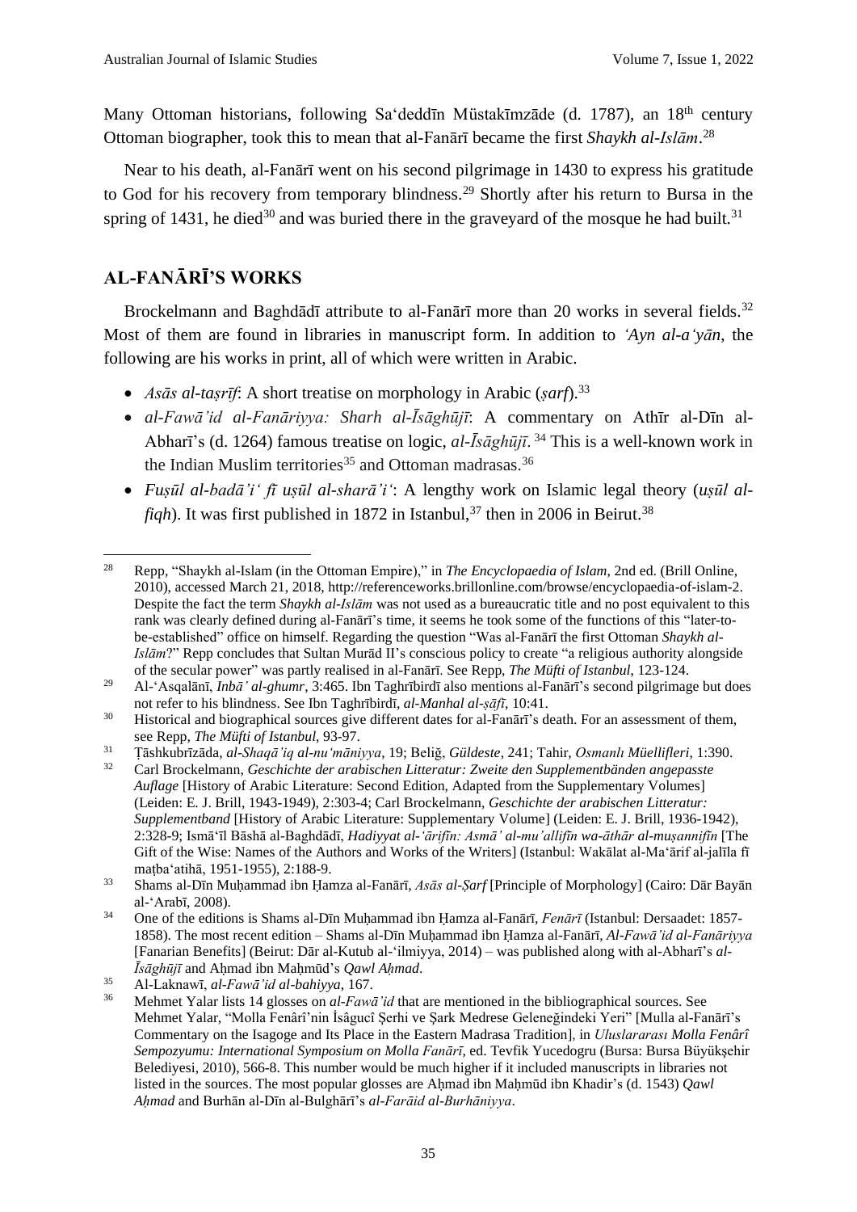Many Ottoman historians, following Sa'deddīn Müstakīmzāde (d. 1787), an 18th century Ottoman biographer, took this to mean that al-Fanārī became the first *Shaykh al-Islām*.[28]

Near to his death, al-Fanārī went on his second pilgrimage in 1430 to express his gratitude to God for his recovery from temporary blindness.[29] Shortly after his return to Bursa in the spring of 1431, he died[30] and was buried there in the graveyard of the mosque he had built.[31]

## AL-FANĀRĪ'S WORKS

Brockelmann and Baghdādī attribute to al-Fanārī more than 20 works in several fields.[32] Most of them are found in libraries in manuscript form. In addition to *'Ayn al-a'yān*, the following are his works in print, all of which were written in Arabic.

- *Asās al-taṣrīf*: A short treatise on morphology in Arabic (*ṣarf*).[33]
- *al-Fawā'id al-Fanāriyya: Sharh al-Īsāghūjī*: A commentary on Athīr al-Dīn al-Abharī's (d. 1264) famous treatise on logic, *al-Īsāghūjī*.[34] This is a well-known work in the Indian Muslim territories[35] and Ottoman madrasas.[36]
- *Fuṣūl al-badā'i' fī uṣūl al-sharā'i'*: A lengthy work on Islamic legal theory (*uṣūl al-fiqh*). It was first published in 1872 in Istanbul,[37] then in 2006 in Beirut.[38]

---

[28] Repp, "Shaykh al-Islam (in the Ottoman Empire)," in *The Encyclopaedia of Islam*, 2nd ed. (Brill Online, 2010), accessed March 21, 2018, http://referenceworks.brillonline.com/browse/encyclopaedia-of-islam-2. Despite the fact the term *Shaykh al-Islām* was not used as a bureaucratic title and no post equivalent to this rank was clearly defined during al-Fanārī's time, it seems he took some of the functions of this "later-to-be-established" office on himself. Regarding the question "Was al-Fanārī the first Ottoman *Shaykh al-Islām*?" Repp concludes that Sultan Murād II's conscious policy to create "a religious authority alongside of the secular power" was partly realised in al-Fanārī. See Repp, *The Müfti of Istanbul*, 123-124.

[29] Al-'Asqalānī, *Inbā' al-ghumr*, 3:465. Ibn Taghrībirdī also mentions al-Fanārī's second pilgrimage but does not refer to his blindness. See Ibn Taghrībirdī, *al-Manhal al-ṣāfī*, 10:41.

[30] Historical and biographical sources give different dates for al-Fanārī's death. For an assessment of them, see Repp, *The Müfti of Istanbul*, 93-97.

[31] Ṭāshkubrīzāda, *al-Shaqā'iq al-nu'māniyya*, 19; Beliğ, *Güldeste*, 241; Tahir, *Osmanlı Müellifleri*, 1:390.

[32] Carl Brockelmann, *Geschichte der arabischen Litteratur: Zweite den Supplementbänden angepasste Auflage* [History of Arabic Literature: Second Edition, Adapted from the Supplementary Volumes] (Leiden: E. J. Brill, 1943-1949), 2:303-4; Carl Brockelmann, *Geschichte der arabischen Litteratur: Supplementband* [History of Arabic Literature: Supplementary Volume] (Leiden: E. J. Brill, 1936-1942), 2:328-9; Ismā'īl Bāshā al-Baghdādī, *Hadiyyat al-'ārifīn: Asmā' al-mu'allifīn wa-āthār al-muṣannifīn* [The Gift of the Wise: Names of the Authors and Works of the Writers] (Istanbul: Wakālat al-Ma'ārif al-jalīla fī maṭba'atihā, 1951-1955), 2:188-9.

[33] Shams al-Dīn Muḥammad ibn Ḥamza al-Fanārī, *Asās al-Ṣarf* [Principle of Morphology] (Cairo: Dār Bayān al-'Arabī, 2008).

[34] One of the editions is Shams al-Dīn Muḥammad ibn Ḥamza al-Fanārī, *Fenārī* (Istanbul: Dersaadet: 1857-1858). The most recent edition – Shams al-Dīn Muḥammad ibn Ḥamza al-Fanārī, *Al-Fawā'id al-Fanāriyya* [Fanarian Benefits] (Beirut: Dār al-Kutub al-'ilmiyya, 2014) – was published along with al-Abharī's *al-Īsāghūjī* and Aḥmad ibn Maḥmūd's *Qawl Aḥmad*.

[35] Al-Laknawī, *al-Fawā'id al-bahiyya*, 167.

[36] Mehmet Yalar lists 14 glosses on *al-Fawā'id* that are mentioned in the bibliographical sources. See Mehmet Yalar, "Molla Fenârî'nin İsâgucî Şerhi ve Şark Medrese Geleneğindeki Yeri" [Mulla al-Fanārī's Commentary on the Isagoge and Its Place in the Eastern Madrasa Tradition], in *Uluslararası Molla Fenârî Sempozyumu: International Symposium on Molla Fanārī*, ed. Tevfik Yucedogru (Bursa: Bursa Büyükşehir Belediyesi, 2010), 566-8. This number would be much higher if it included manuscripts in libraries not listed in the sources. The most popular glosses are Aḥmad ibn Maḥmūd ibn Khadir's (d. 1543) *Qawl Aḥmad* and Burhān al-Dīn al-Bulghārī's *al-Farāid al-Burhāniyya*.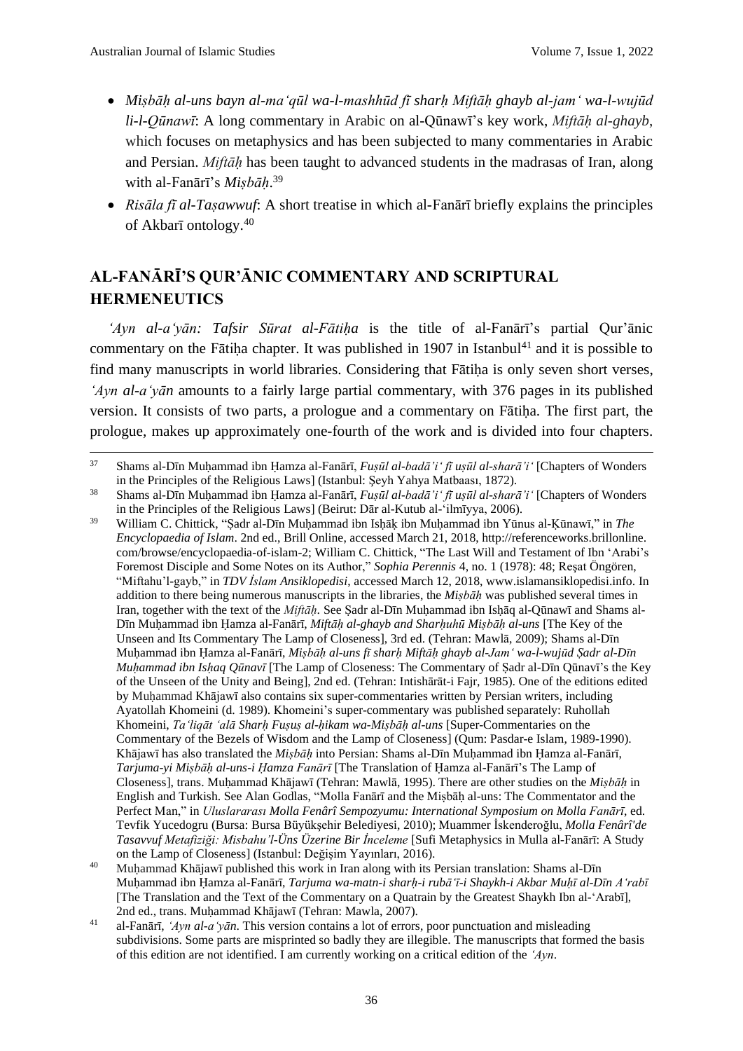- *Miṣbāḥ al-uns bayn al-maʿqūl wa-l-mashhūd fī sharḥ Miftāḥ ghayb al-jamʿ wa-l-wujūd li-l-Qūnawī*: A long commentary in Arabic on al-Qūnawī's key work, *Miftāḥ al-ghayb*, which focuses on metaphysics and has been subjected to many commentaries in Arabic and Persian. *Miftāḥ* has been taught to advanced students in the madrasas of Iran, along with al-Fanārī's *Miṣbāḥ*.[39]
- *Risāla fī al-Taṣawwuf*: A short treatise in which al-Fanārī briefly explains the principles of Akbarī ontology.[40]

## AL-FANĀRĪ'S QUR'ĀNIC COMMENTARY AND SCRIPTURAL HERMENEUTICS

*ʿAyn al-aʿyān: Tafsir Sūrat al-Fātiḥa* is the title of al-Fanārī's partial Qur'ānic commentary on the Fātiḥa chapter. It was published in 1907 in Istanbul[41] and it is possible to find many manuscripts in world libraries. Considering that Fātiḥa is only seven short verses, *ʿAyn al-aʿyān* amounts to a fairly large partial commentary, with 376 pages in its published version. It consists of two parts, a prologue and a commentary on Fātiḥa. The first part, the prologue, makes up approximately one-fourth of the work and is divided into four chapters.

---

[37] Shams al-Dīn Muḥammad ibn Ḥamza al-Fanārī, *Fuṣūl al-badāʾiʿ fī uṣūl al-sharāʾiʿ* [Chapters of Wonders in the Principles of the Religious Laws] (Istanbul: Şeyh Yahya Matbaası, 1872).

[38] Shams al-Dīn Muḥammad ibn Ḥamza al-Fanārī, *Fuṣūl al-badāʾiʿ fī uṣūl al-sharāʾiʿ* [Chapters of Wonders in the Principles of the Religious Laws] (Beirut: Dār al-Kutub al-ʿilmīyya, 2006).

[39] William C. Chittick, "Ṣadr al-Dīn Muḥammad ibn Isḥāḳ ibn Muḥammad ibn Yūnus al-Ḳūnawī," in *The Encyclopaedia of Islam*. 2nd ed., Brill Online, accessed March 21, 2018, http://referenceworks.brillonline.com/browse/encyclopaedia-of-islam-2; William C. Chittick, "The Last Will and Testament of Ibn ʿArabi's Foremost Disciple and Some Notes on its Author," *Sophia Perennis* 4, no. 1 (1978): 48; Reşat Öngören, "Miftahu'l-gayb," in *TDV İslam Ansiklopedisi*, accessed March 12, 2018, www.islamansiklopedisi.info. In addition to there being numerous manuscripts in the libraries, the *Miṣbāḥ* was published several times in Iran, together with the text of the *Miftāḥ*. See Ṣadr al-Dīn Muḥammad ibn Isḥāq al-Qūnawī and Shams al-Dīn Muḥammad ibn Ḥamza al-Fanārī, *Miftāḥ al-ghayb and Sharḥuhū Miṣbāḥ al-uns* [The Key of the Unseen and Its Commentary The Lamp of Closeness], 3rd ed. (Tehran: Mawlā, 2009); Shams al-Dīn Muḥammad ibn Ḥamza al-Fanārī, *Miṣbāḥ al-uns fī sharḥ Miftāḥ ghayb al-Jamʿ wa-l-wujūd Ṣadr al-Dīn Muḥammad ibn Isḥaq Qūnavī* [The Lamp of Closeness: The Commentary of Ṣadr al-Dīn Qūnavī's the Key of the Unseen of the Unity and Being], 2nd ed. (Tehran: Intishārāt-i Fajr, 1985). One of the editions edited by Muḥammad Khājawī also contains six super-commentary written by Persian writers, including Ayatollah Khomeini (d. 1989). Khomeini's super-commentary was published separately: Ruhollah Khomeini, *Taʿliqāt ʿalā Sharḥ Fuṣuṣ al-ḥikam wa-Miṣbāḥ al-uns* [Super-Commentaries on the Commentary of the Bezels of Wisdom and the Lamp of Closeness] (Qum: Pasdar-e Islam, 1989-1990). Khājawī has also translated the *Miṣbāḥ* into Persian: Shams al-Dīn Muḥammad ibn Ḥamza al-Fanārī, *Tarjuma-yi Miṣbāḥ al-uns-i Ḥamza Fanārī* [The Translation of Ḥamza al-Fanārī's The Lamp of Closeness], trans. Muḥammad Khājawī (Tehran: Mawlā, 1995). There are other studies on the *Miṣbāḥ* in English and Turkish. See Alan Godlas, "Molla Fanārī and the Miṣbāḥ al-uns: The Commentator and the Perfect Man," in *Uluslararası Molla Fenârî Sempozyumu: International Symposium on Molla Fanārī*, ed. Tevfik Yucedogru (Bursa: Bursa Büyükşehir Belediyesi, 2010); Muammer İskenderoğlu, *Molla Fenârî'de Tasavvuf Metafiziği: Misbahu'l-Üns Üzerine Bir İnceleme* [Sufi Metaphysics in Mulla al-Fanārī: A Study on the Lamp of Closeness] (Istanbul: Değişim Yayınları, 2016).

[40] Muḥammad Khājawī published this work in Iran along with its Persian translation: Shams al-Dīn Muḥammad ibn Ḥamza al-Fanārī, *Tarjuma wa-matn-i sharḥ-i rubāʿī-i Shaykh-i Akbar Muḥī al-Dīn Aʿrabī* [The Translation and the Text of the Commentary on a Quatrain by the Greatest Shaykh Ibn al-ʿArabī], 2nd ed., trans. Muḥammad Khājawī (Tehran: Mawla, 2007).

[41] al-Fanārī, *ʿAyn al-aʿyān*. This version contains a lot of errors, poor punctuation and misleading subdivisions. Some parts are misprinted so badly they are illegible. The manuscripts that formed the basis of this edition are not identified. I am currently working on a critical edition of the *ʿAyn*.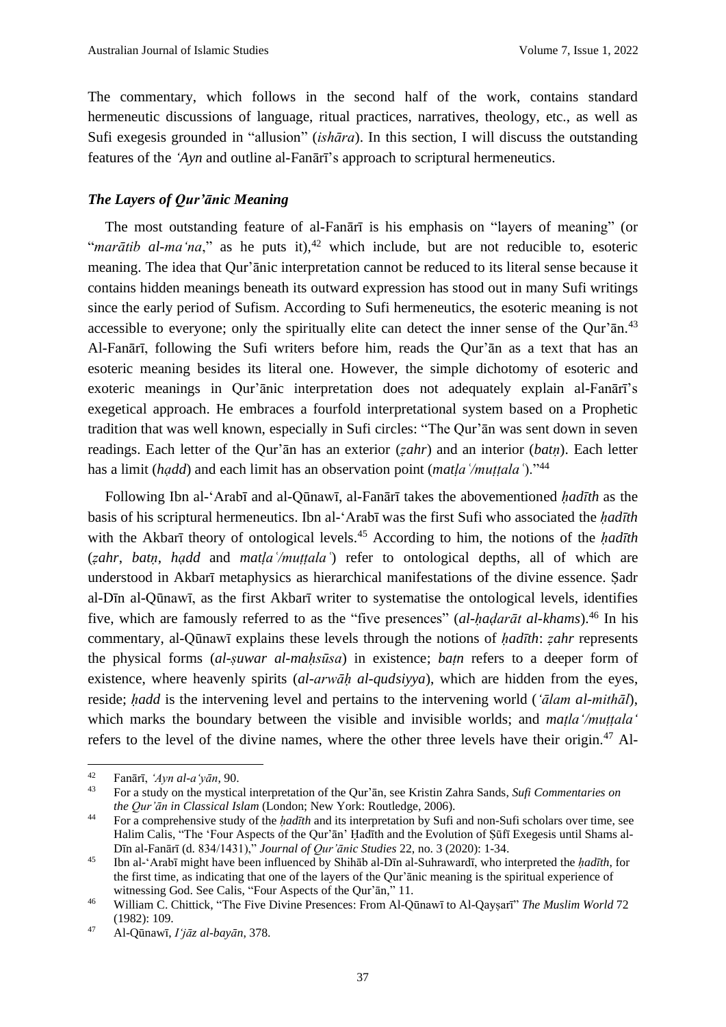The commentary, which follows in the second half of the work, contains standard hermeneutic discussions of language, ritual practices, narratives, theology, etc., as well as Sufi exegesis grounded in "allusion" (*ishāra*). In this section, I will discuss the outstanding features of the *ʿAyn* and outline al-Fanārī's approach to scriptural hermeneutics.

### *The Layers of Qur'ānic Meaning*

The most outstanding feature of al-Fanārī is his emphasis on "layers of meaning" (or "*marātib al-maʿna*," as he puts it),[42] which include, but are not reducible to, esoteric meaning. The idea that Qur'ānic interpretation cannot be reduced to its literal sense because it contains hidden meanings beneath its outward expression has stood out in many Sufi writings since the early period of Sufism. According to Sufi hermeneutics, the esoteric meaning is not accessible to everyone; only the spiritually elite can detect the inner sense of the Qur'ān.[43] Al-Fanārī, following the Sufi writers before him, reads the Qur'ān as a text that has an esoteric meaning besides its literal one. However, the simple dichotomy of esoteric and exoteric meanings in Qur'ānic interpretation does not adequately explain al-Fanārī's exegetical approach. He embraces a fourfold interpretational system based on a Prophetic tradition that was well known, especially in Sufi circles: "The Qur'ān was sent down in seven readings. Each letter of the Qur'ān has an exterior (*ẓahr*) and an interior (*baṭn*). Each letter has a limit (*ḥadd*) and each limit has an observation point (*maṭlaʿ/muṭṭalaʿ*)."[44]

Following Ibn al-ʿArabī and al-Qūnawī, al-Fanārī takes the abovementioned *ḥadīth* as the basis of his scriptural hermeneutics. Ibn al-ʿArabī was the first Sufi who associated the *ḥadīth* with the Akbarī theory of ontological levels.[45] According to him, the notions of the *ḥadīth* (*ẓahr*, *baṭn*, *ḥadd* and *maṭlaʿ/muṭṭalaʿ*) refer to ontological depths, all of which are understood in Akbarī metaphysics as hierarchical manifestations of the divine essence. Ṣadr al-Dīn al-Qūnawī, as the first Akbarī writer to systematise the ontological levels, identifies five, which are famously referred to as the "five presences" (*al-ḥaḍarāt al-khams*).[46] In his commentary, al-Qūnawī explains these levels through the notions of *ḥadīth*: *ẓahr* represents the physical forms (*al-ṣuwar al-maḥsūsa*) in existence; *baṭn* refers to a deeper form of existence, where heavenly spirits (*al-arwāḥ al-qudsiyya*), which are hidden from the eyes, reside; *ḥadd* is the intervening level and pertains to the intervening world (*ʿālam al-mithāl*), which marks the boundary between the visible and invisible worlds; and *maṭlaʿ/muṭṭalaʿ* refers to the level of the divine names, where the other three levels have their origin.[47] Al-

---

[42] Fanārī, *ʿAyn al-aʿyān*, 90.

[43] For a study on the mystical interpretation of the Qur'ān, see Kristin Zahra Sands, *Sufi Commentaries on the Qur'ān in Classical Islam* (London; New York: Routledge, 2006).

[44] For a comprehensive study of the *ḥadīth* and its interpretation by Sufi and non-Sufi scholars over time, see Halim Calis, "The 'Four Aspects of the Qur'ān' Ḥadīth and the Evolution of Ṣūfī Exegesis until Shams al-Dīn al-Fanārī (d. 834/1431)," *Journal of Qur'ānic Studies* 22, no. 3 (2020): 1-34.

[45] Ibn al-ʿArabī might have been influenced by Shihāb al-Dīn al-Suhrawardī, who interpreted the *ḥadīth*, for the first time, as indicating that one of the layers of the Qur'ānic meaning is the spiritual experience of witnessing God. See Calis, "Four Aspects of the Qur'ān," 11.

[46] William C. Chittick, "The Five Divine Presences: From Al-Qūnawī to Al-Qayṣarī" *The Muslim World* 72 (1982): 109.

[47] Al-Qūnawī, *Iʿjāz al-bayān*, 378.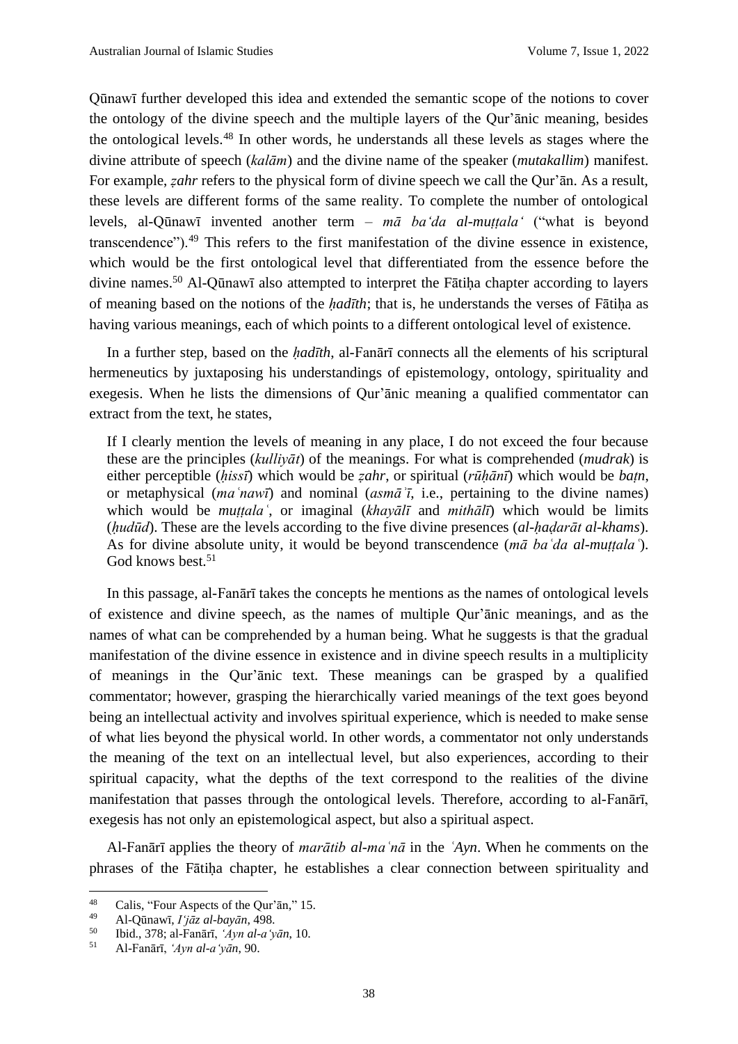Qūnawī further developed this idea and extended the semantic scope of the notions to cover the ontology of the divine speech and the multiple layers of the Qur'ānic meaning, besides the ontological levels.[48] In other words, he understands all these levels as stages where the divine attribute of speech (*kalām*) and the divine name of the speaker (*mutakallim*) manifest. For example, *ẓahr* refers to the physical form of divine speech we call the Qur'ān. As a result, these levels are different forms of the same reality. To complete the number of ontological levels, al-Qūnawī invented another term – *mā baʻda al-muṭṭalaʻ* ("what is beyond transcendence").[49] This refers to the first manifestation of the divine essence in existence, which would be the first ontological level that differentiated from the essence before the divine names.[50] Al-Qūnawī also attempted to interpret the Fātiḥa chapter according to layers of meaning based on the notions of the *ḥadīth*; that is, he understands the verses of Fātiḥa as having various meanings, each of which points to a different ontological level of existence.

In a further step, based on the *ḥadīth*, al-Fanārī connects all the elements of his scriptural hermeneutics by juxtaposing his understandings of epistemology, ontology, spirituality and exegesis. When he lists the dimensions of Qur'ānic meaning a qualified commentator can extract from the text, he states,

> If I clearly mention the levels of meaning in any place, I do not exceed the four because these are the principles (*kulliyāt*) of the meanings. For what is comprehended (*mudrak*) is either perceptible (*ḥissī*) which would be *ẓahr*, or spiritual (*rūḥānī*) which would be *baṭn*, or metaphysical (*maʿnawī*) and nominal (*asmāʾī*, i.e., pertaining to the divine names) which would be *muṭṭalaʿ*, or imaginal (*khayālī* and *mithālī*) which would be limits (*ḥudūd*). These are the levels according to the five divine presences (*al-ḥaḍarāt al-khams*). As for divine absolute unity, it would be beyond transcendence (*mā baʿda al-muṭṭalaʿ*). God knows best.[51]

In this passage, al-Fanārī takes the concepts he mentions as the names of ontological levels of existence and divine speech, as the names of multiple Qur'ānic meanings, and as the names of what can be comprehended by a human being. What he suggests is that the gradual manifestation of the divine essence in existence and in divine speech results in a multiplicity of meanings in the Qur'ānic text. These meanings can be grasped by a qualified commentator; however, grasping the hierarchically varied meanings of the text goes beyond being an intellectual activity and involves spiritual experience, which is needed to make sense of what lies beyond the physical world. In other words, a commentator not only understands the meaning of the text on an intellectual level, but also experiences, according to their spiritual capacity, what the depths of the text correspond to the realities of the divine manifestation that passes through the ontological levels. Therefore, according to al-Fanārī, exegesis has not only an epistemological aspect, but also a spiritual aspect.

Al-Fanārī applies the theory of *marātib al-maʿnā* in the *ʿAyn*. When he comments on the phrases of the Fātiḥa chapter, he establishes a clear connection between spirituality and

---

[48] Calis, "Four Aspects of the Qur'ān," 15.

[49] Al-Qūnawī, *Iʻjāz al-bayān*, 498.

[50] Ibid., 378; al-Fanārī, *ʻAyn al-aʻyān*, 10.

[51] Al-Fanārī, *ʻAyn al-aʻyān*, 90.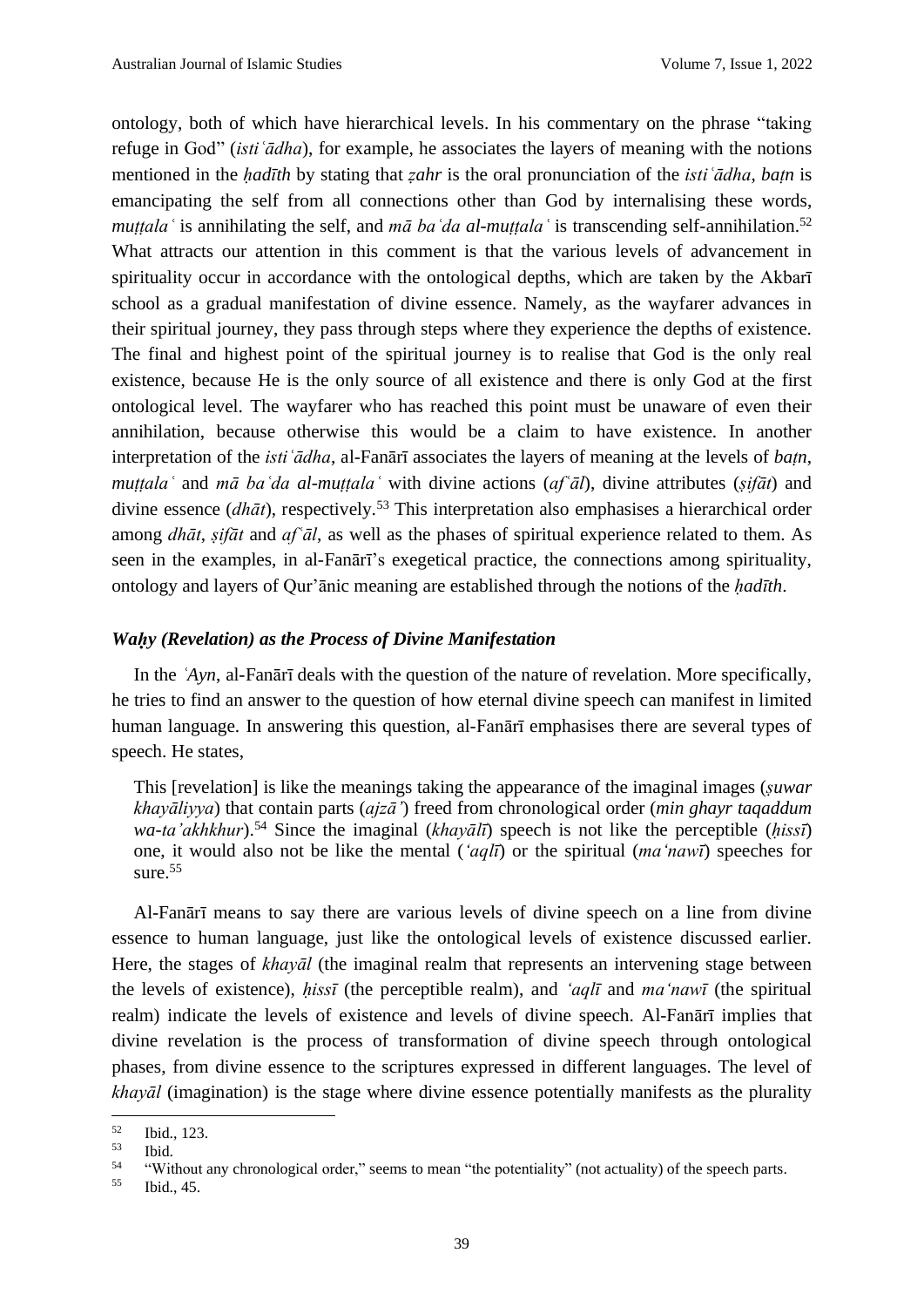ontology, both of which have hierarchical levels. In his commentary on the phrase "taking refuge in God" (*istiʿādha*), for example, he associates the layers of meaning with the notions mentioned in the *ḥadīth* by stating that *ẓahr* is the oral pronunciation of the *istiʿādha*, *baṭn* is emancipating the self from all connections other than God by internalising these words, *muṭṭalaʿ* is annihilating the self, and *mā baʿda al-muṭṭalaʿ* is transcending self-annihilation.[52] What attracts our attention in this comment is that the various levels of advancement in spirituality occur in accordance with the ontological depths, which are taken by the Akbarī school as a gradual manifestation of divine essence. Namely, as the wayfarer advances in their spiritual journey, they pass through steps where they experience the depths of existence. The final and highest point of the spiritual journey is to realise that God is the only real existence, because He is the only source of all existence and there is only God at the first ontological level. The wayfarer who has reached this point must be unaware of even their annihilation, because otherwise this would be a claim to have existence. In another interpretation of the *istiʿādha*, al-Fanārī associates the layers of meaning at the levels of *baṭn*, *muṭṭalaʿ* and *mā baʿda al-muṭṭalaʿ* with divine actions (*afʿāl*), divine attributes (*ṣifāt*) and divine essence (*dhāt*), respectively.[53] This interpretation also emphasises a hierarchical order among *dhāt*, *ṣifāt* and *afʿāl*, as well as the phases of spiritual experience related to them. As seen in the examples, in al-Fanārī's exegetical practice, the connections among spirituality, ontology and layers of Qur'ānic meaning are established through the notions of the *ḥadīth*.

### *Waḥy (Revelation) as the Process of Divine Manifestation*

In the *ʿAyn*, al-Fanārī deals with the question of the nature of revelation. More specifically, he tries to find an answer to the question of how eternal divine speech can manifest in limited human language. In answering this question, al-Fanārī emphasises there are several types of speech. He states,

> This [revelation] is like the meanings taking the appearance of the imaginal images (*ṣuwar khayāliyya*) that contain parts (*ajzāʾ*) freed from chronological order (*min ghayr taqaddum wa-taʾakhkhur*).[54] Since the imaginal (*khayālī*) speech is not like the perceptible (*ḥissī*) one, it would also not be like the mental (*ʿaqlī*) or the spiritual (*maʿnawī*) speeches for sure.[55]

Al-Fanārī means to say there are various levels of divine speech on a line from divine essence to human language, just like the ontological levels of existence discussed earlier. Here, the stages of *khayāl* (the imaginal realm that represents an intervening stage between the levels of existence), *ḥissī* (the perceptible realm), and *ʿaqlī* and *maʿnawī* (the spiritual realm) indicate the levels of existence and levels of divine speech. Al-Fanārī implies that divine revelation is the process of transformation of divine speech through ontological phases, from divine essence to the scriptures expressed in different languages. The level of *khayāl* (imagination) is the stage where divine essence potentially manifests as the plurality

---

[52] Ibid., 123.

[53] Ibid.

[54] "Without any chronological order," seems to mean "the potentiality" (not actuality) of the speech parts.

[55] Ibid., 45.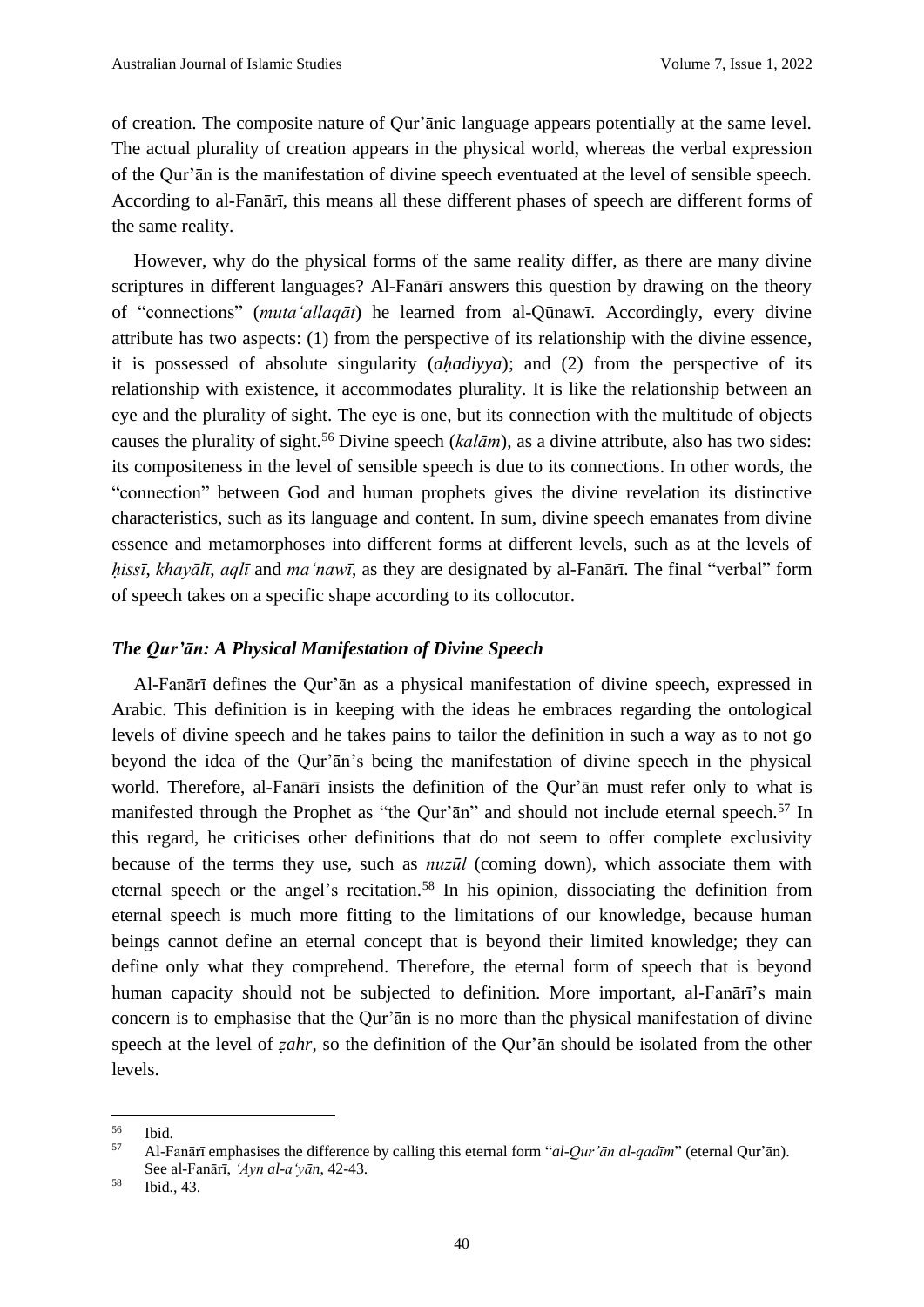of creation. The composite nature of Qur'ānic language appears potentially at the same level. The actual plurality of creation appears in the physical world, whereas the verbal expression of the Qur'ān is the manifestation of divine speech eventuated at the level of sensible speech. According to al-Fanārī, this means all these different phases of speech are different forms of the same reality.

However, why do the physical forms of the same reality differ, as there are many divine scriptures in different languages? Al-Fanārī answers this question by drawing on the theory of "connections" (*muta'allaqāt*) he learned from al-Qūnawī. Accordingly, every divine attribute has two aspects: (1) from the perspective of its relationship with the divine essence, it is possessed of absolute singularity (*aḥadiyya*); and (2) from the perspective of its relationship with existence, it accommodates plurality. It is like the relationship between an eye and the plurality of sight. The eye is one, but its connection with the multitude of objects causes the plurality of sight.[56] Divine speech (*kalām*), as a divine attribute, also has two sides: its compositeness in the level of sensible speech is due to its connections. In other words, the "connection" between God and human prophets gives the divine revelation its distinctive characteristics, such as its language and content. In sum, divine speech emanates from divine essence and metamorphoses into different forms at different levels, such as at the levels of *ḥissī*, *khayālī*, *aqlī* and *ma'nawī*, as they are designated by al-Fanārī. The final "verbal" form of speech takes on a specific shape according to its collocutor.

### *The Qur'ān: A Physical Manifestation of Divine Speech*

Al-Fanārī defines the Qur'ān as a physical manifestation of divine speech, expressed in Arabic. This definition is in keeping with the ideas he embraces regarding the ontological levels of divine speech and he takes pains to tailor the definition in such a way as to not go beyond the idea of the Qur'ān's being the manifestation of divine speech in the physical world. Therefore, al-Fanārī insists the definition of the Qur'ān must refer only to what is manifested through the Prophet as "the Qur'ān" and should not include eternal speech.[57] In this regard, he criticises other definitions that do not seem to offer complete exclusivity because of the terms they use, such as *nuzūl* (coming down), which associate them with eternal speech or the angel's recitation.[58] In his opinion, dissociating the definition from eternal speech is much more fitting to the limitations of our knowledge, because human beings cannot define an eternal concept that is beyond their limited knowledge; they can define only what they comprehend. Therefore, the eternal form of speech that is beyond human capacity should not be subjected to definition. More important, al-Fanārī's main concern is to emphasise that the Qur'ān is no more than the physical manifestation of divine speech at the level of *ẓahr*, so the definition of the Qur'ān should be isolated from the other levels.

---

[56] Ibid.

[57] Al-Fanārī emphasises the difference by calling this eternal form "*al-Qur'ān al-qadīm*" (eternal Qur'ān). See al-Fanārī, *'Ayn al-a'yān*, 42-43.

[58] Ibid., 43.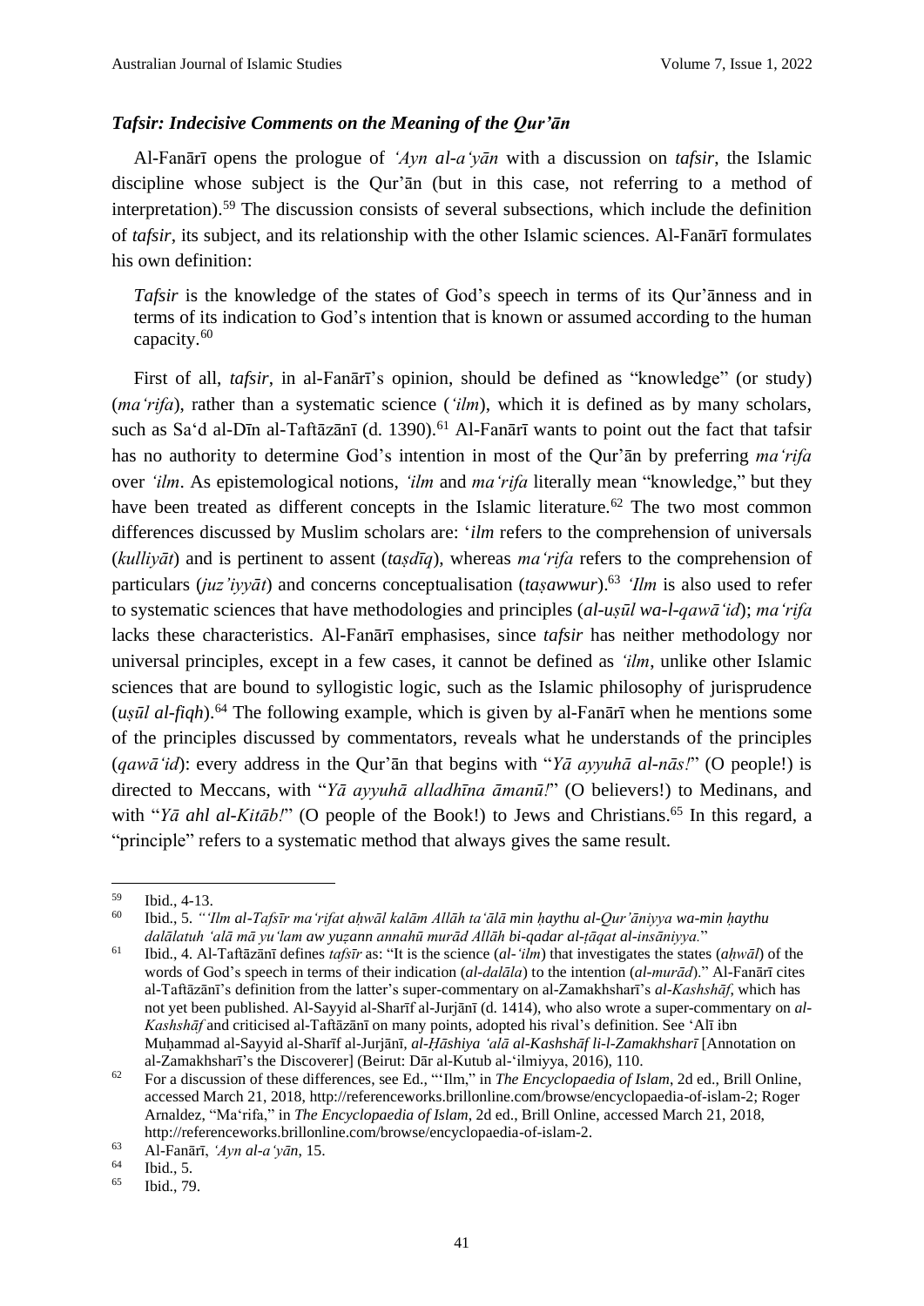### *Tafsir: Indecisive Comments on the Meaning of the Qur'ān*

Al-Fanārī opens the prologue of *ʿAyn al-aʿyān* with a discussion on *tafsir*, the Islamic discipline whose subject is the Qur'ān (but in this case, not referring to a method of interpretation).[59] The discussion consists of several subsections, which include the definition of *tafsir*, its subject, and its relationship with the other Islamic sciences. Al-Fanārī formulates his own definition:

> *Tafsir* is the knowledge of the states of God's speech in terms of its Qur'ānness and in terms of its indication to God's intention that is known or assumed according to the human capacity.[60]

First of all, *tafsir*, in al-Fanārī's opinion, should be defined as "knowledge" (or study) (*maʿrifa*), rather than a systematic science (*ʿilm*), which it is defined as by many scholars, such as Saʿd al-Dīn al-Taftāzānī (d. 1390).[61] Al-Fanārī wants to point out the fact that tafsir has no authority to determine God's intention in most of the Qur'ān by preferring *maʿrifa* over *ʿilm*. As epistemological notions, *ʿilm* and *maʿrifa* literally mean "knowledge," but they have been treated as different concepts in the Islamic literature.[62] The two most common differences discussed by Muslim scholars are: ʿ*ilm* refers to the comprehension of universals (*kulliyāt*) and is pertinent to assent (*taṣdīq*), whereas *maʿrifa* refers to the comprehension of particulars (*juz'iyyāt*) and concerns conceptualisation (*taṣawwur*).[63] *ʿIlm* is also used to refer to systematic sciences that have methodologies and principles (*al-uṣūl wa-l-qawāʿid*); *maʿrifa* lacks these characteristics. Al-Fanārī emphasises, since *tafsir* has neither methodology nor universal principles, except in a few cases, it cannot be defined as *ʿilm*, unlike other Islamic sciences that are bound to syllogistic logic, such as the Islamic philosophy of jurisprudence (*uṣūl al-fiqh*).[64] The following example, which is given by al-Fanārī when he mentions some of the principles discussed by commentators, reveals what he understands of the principles (*qawāʿid*): every address in the Qur'ān that begins with "*Yā ayyuhā al-nās!*" (O people!) is directed to Meccans, with "*Yā ayyuhā alladhīna āmanū!*" (O believers!) to Medinans, and with "*Yā ahl al-Kitāb!*" (O people of the Book!) to Jews and Christians.[65] In this regard, a "principle" refers to a systematic method that always gives the same result.

---

[59] Ibid., 4-13.

[60] Ibid., 5. "*ʿIlm al-Tafsīr maʿrifat aḥwāl kalām Allāh taʿālā min ḥaythu al-Qur'āniyya wa-min ḥaythu dalālatuh ʿalā mā yuʿlam aw yuẓann annahū murād Allāh bi-qadar al-ṭāqat al-insāniyya.*"

[61] Ibid., 4. Al-Taftāzānī defines *tafsīr* as: "It is the science (*al-ʿilm*) that investigates the states (*aḥwāl*) of the words of God's speech in terms of their indication (*al-dalāla*) to the intention (*al-murād*)." Al-Fanārī cites al-Taftāzānī's definition from the latter's super-commentary on al-Zamakhsharī's *al-Kashshāf*, which has not yet been published. Al-Sayyid al-Sharīf al-Jurjānī (d. 1414), who also wrote a super-commentary on *al-Kashshāf* and criticised al-Taftāzānī on many points, adopted his rival's definition. See ʿAlī ibn Muḥammad al-Sayyid al-Sharīf al-Jurjānī, *al-Ḥāshiya ʿalā al-Kashshāf li-l-Zamakhsharī* [Annotation on al-Zamakhsharī's the Discoverer] (Beirut: Dār al-Kutub al-ʿilmiyya, 2016), 110.

[62] For a discussion of these differences, see Ed., "ʿIlm," in *The Encyclopaedia of Islam*, 2d ed., Brill Online, accessed March 21, 2018, http://referenceworks.brillonline.com/browse/encyclopaedia-of-islam-2; Roger Arnaldez, "Maʿrifa," in *The Encyclopaedia of Islam*, 2d ed., Brill Online, accessed March 21, 2018, http://referenceworks.brillonline.com/browse/encyclopaedia-of-islam-2.

[63] Al-Fanārī, *ʿAyn al-aʿyān*, 15.

[64] Ibid., 5.

[65] Ibid., 79.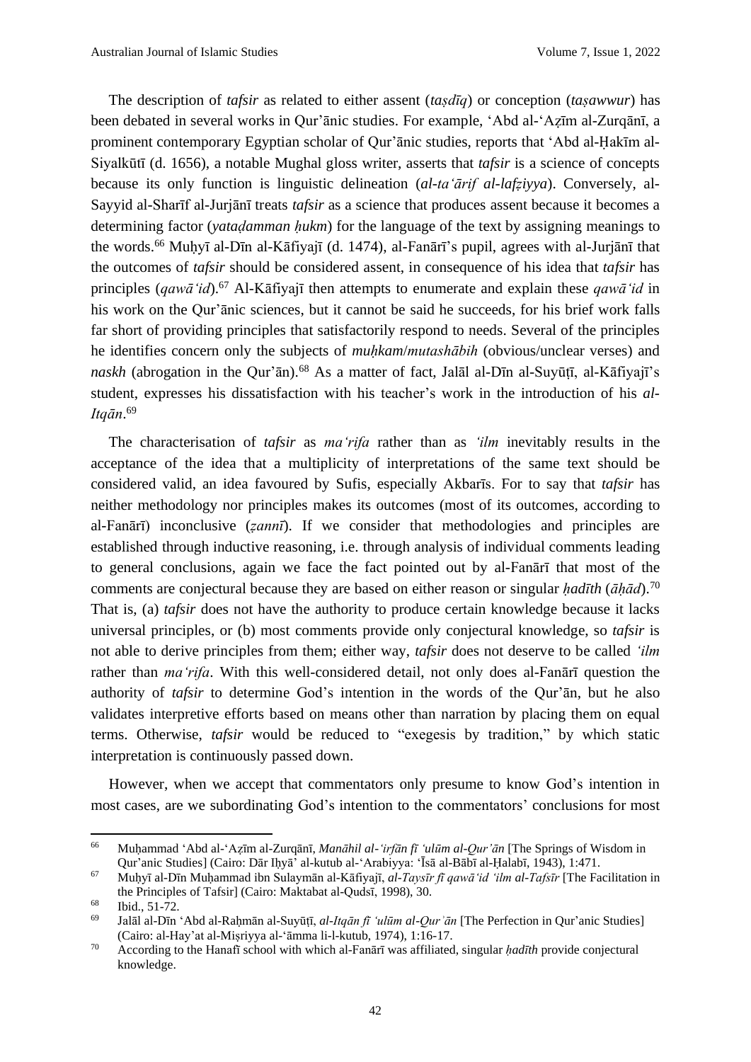The description of *tafsir* as related to either assent (*taṣdīq*) or conception (*taṣawwur*) has been debated in several works in Qur'ānic studies. For example, 'Abd al-'Aẓīm al-Zurqānī, a prominent contemporary Egyptian scholar of Qur'ānic studies, reports that 'Abd al-Ḥakīm al-Siyalkūtī (d. 1656), a notable Mughal gloss writer, asserts that *tafsir* is a science of concepts because its only function is linguistic delineation (*al-ta'ārif al-lafẓiyya*). Conversely, al-Sayyid al-Sharīf al-Jurjānī treats *tafsir* as a science that produces assent because it becomes a determining factor (*yataḍamman ḥukm*) for the language of the text by assigning meanings to the words.[66] Muḥyī al-Dīn al-Kāfiyajī (d. 1474), al-Fanārī's pupil, agrees with al-Jurjānī that the outcomes of *tafsir* should be considered assent, in consequence of his idea that *tafsir* has principles (*qawā'id*).[67] Al-Kāfiyajī then attempts to enumerate and explain these *qawā'id* in his work on the Qur'ānic sciences, but it cannot be said he succeeds, for his brief work falls far short of providing principles that satisfactorily respond to needs. Several of the principles he identifies concern only the subjects of *muḥkam*/*mutashābih* (obvious/unclear verses) and *naskh* (abrogation in the Qur'ān).[68] As a matter of fact, Jalāl al-Dīn al-Suyūṭī, al-Kāfiyajī's student, expresses his dissatisfaction with his teacher's work in the introduction of his *al-Itqān*.[69]

The characterisation of *tafsir* as *ma'rifa* rather than as *'ilm* inevitably results in the acceptance of the idea that a multiplicity of interpretations of the same text should be considered valid, an idea favoured by Sufis, especially Akbarīs. For to say that *tafsir* has neither methodology nor principles makes its outcomes (most of its outcomes, according to al-Fanārī) inconclusive (*ẓannī*). If we consider that methodologies and principles are established through inductive reasoning, i.e. through analysis of individual comments leading to general conclusions, again we face the fact pointed out by al-Fanārī that most of the comments are conjectural because they are based on either reason or singular *ḥadīth* (*āḥād*).[70] That is, (a) *tafsir* does not have the authority to produce certain knowledge because it lacks universal principles, or (b) most comments provide only conjectural knowledge, so *tafsir* is not able to derive principles from them; either way, *tafsir* does not deserve to be called *'ilm* rather than *ma'rifa*. With this well-considered detail, not only does al-Fanārī question the authority of *tafsir* to determine God's intention in the words of the Qur'ān, but he also validates interpretive efforts based on means other than narration by placing them on equal terms. Otherwise, *tafsir* would be reduced to "exegesis by tradition," by which static interpretation is continuously passed down.

However, when we accept that commentators only presume to know God's intention in most cases, are we subordinating God's intention to the commentators' conclusions for most

---

[66] Muḥammad 'Abd al-'Aẓīm al-Zurqānī, *Manāhil al-'irfān fī 'ulūm al-Qur'ān* [The Springs of Wisdom in Qur'anic Studies] (Cairo: Dār Iḥyā' al-kutub al-'Arabiyya: 'Īsā al-Bābī al-Ḥalabī, 1943), 1:471.

[67] Muḥyī al-Dīn Muḥammad ibn Sulaymān al-Kāfiyajī, *al-Taysīr fī qawā'id 'ilm al-Tafsīr* [The Facilitation in the Principles of Tafsir] (Cairo: Maktabat al-Qudsī, 1998), 30.

[68] Ibid., 51-72.

[69] Jalāl al-Dīn 'Abd al-Raḥmān al-Suyūṭī, *al-Itqān fī 'ulūm al-Qur'ān* [The Perfection in Qur'anic Studies] (Cairo: al-Hay'at al-Miṣriyya al-'āmma li-l-kutub, 1974), 1:16-17.

[70] According to the Hanafī school with which al-Fanārī was affiliated, singular *ḥadīth* provide conjectural knowledge.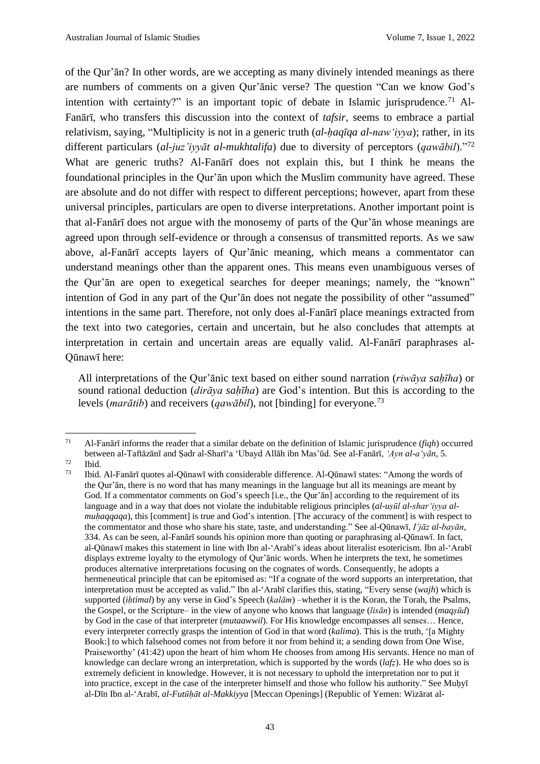of the Qur'ān? In other words, are we accepting as many divinely intended meanings as there are numbers of comments on a given Qur'ānic verse? The question "Can we know God's intention with certainty?" is an important topic of debate in Islamic jurisprudence.[71] Al-Fanārī, who transfers this discussion into the context of *tafsir*, seems to embrace a partial relativism, saying, "Multiplicity is not in a generic truth (*al-ḥaqīqa al-naw'iyya*); rather, in its different particulars (*al-juz'iyyāt al-mukhtalifa*) due to diversity of perceptors (*qawābil*)."[72] What are generic truths? Al-Fanārī does not explain this, but I think he means the foundational principles in the Qur'ān upon which the Muslim community have agreed. These are absolute and do not differ with respect to different perceptions; however, apart from these universal principles, particulars are open to diverse interpretations. Another important point is that al-Fanārī does not argue with the monosemy of parts of the Qur'ān whose meanings are agreed upon through self-evidence or through a consensus of transmitted reports. As we saw above, al-Fanārī accepts layers of Qur'ānic meaning, which means a commentator can understand meanings other than the apparent ones. This means even unambiguous verses of the Qur'ān are open to exegetical searches for deeper meanings; namely, the "known" intention of God in any part of the Qur'ān does not negate the possibility of other "assumed" intentions in the same part. Therefore, not only does al-Fanārī place meanings extracted from the text into two categories, certain and uncertain, but he also concludes that attempts at interpretation in certain and uncertain areas are equally valid. Al-Fanārī paraphrases al-Qūnawī here:

> All interpretations of the Qur'ānic text based on either sound narration (*riwāya saḥīha*) or sound rational deduction (*dirāya saḥīha*) are God's intention. But this is according to the levels (*marātib*) and receivers (*qawābil*), not [binding] for everyone.[73]

---

[71] Al-Fanārī informs the reader that a similar debate on the definition of Islamic jurisprudence (*fiqh*) occurred between al-Taftāzānī and Ṣadr al-Sharī'a 'Ubayd Allāh ibn Mas'ūd. See al-Fanārī, *'Ayn al-a'yān*, 5.

[72] Ibid.

[73] Ibid. Al-Fanārī quotes al-Qūnawī with considerable difference. Al-Qūnawī states: "Among the words of the Qur'ān, there is no word that has many meanings in the language but all its meanings are meant by God. If a commentator comments on God's speech [i.e., the Qur'ān] according to the requirement of its language and in a way that does not violate the indubitable religious principles (*al-uṣūl al-shar'iyya al-muḥaqqaqa*), this [comment] is true and God's intention. [The accuracy of the comment] is with respect to the commentator and those who share his state, taste, and understanding." See al-Qūnawī, *I'jāz al-bayān*, 334. As can be seen, al-Fanārī sounds his opinion more than quoting or paraphrasing al-Qūnawī. In fact, al-Qūnawī makes this statement in line with Ibn al-'Arabī's ideas about literalist esotericism. Ibn al-'Arabī displays extreme loyalty to the etymology of Qur'ānic words. When he interprets the text, he sometimes produces alternative interpretations focusing on the cognates of words. Consequently, he adopts a hermeneutical principle that can be epitomised as: "If a cognate of the word supports an interpretation, that interpretation must be accepted as valid." Ibn al-'Arabī clarifies this, stating, "Every sense (*wajh*) which is supported (*iḥtimal*) by any verse in God's Speech (*kalām*) –whether it is the Koran, the Torah, the Psalms, the Gospel, or the Scripture– in the view of anyone who knows that language (*lisān*) is intended (*maqṣūd*) by God in the case of that interpreter (*mutaawwil*). For His knowledge encompasses all senses… Hence, every interpreter correctly grasps the intention of God in that word (*kalima*). This is the truth, '[a Mighty Book:] to which falsehood comes not from before it nor from behind it; a sending down from One Wise, Praiseworthy' (41:42) upon the heart of him whom He chooses from among His servants. Hence no man of knowledge can declare wrong an interpretation, which is supported by the words (*lafẓ*). He who does so is extremely deficient in knowledge. However, it is not necessary to uphold the interpretation nor to put it into practice, except in the case of the interpreter himself and those who follow his authority." See Muḥyī al-Dīn Ibn al-'Arabī, *al-Futūḥāt al-Makkiyya* [Meccan Openings] (Republic of Yemen: Wizārat al-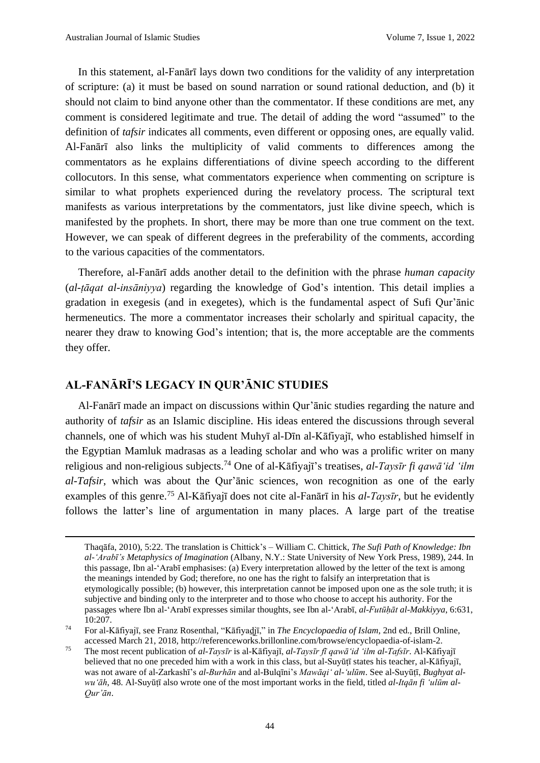In this statement, al-Fanārī lays down two conditions for the validity of any interpretation of scripture: (a) it must be based on sound narration or sound rational deduction, and (b) it should not claim to bind anyone other than the commentator. If these conditions are met, any comment is considered legitimate and true. The detail of adding the word "assumed" to the definition of *tafsir* indicates all comments, even different or opposing ones, are equally valid. Al-Fanārī also links the multiplicity of valid comments to differences among the commentators as he explains differentiations of divine speech according to the different collocutors. In this sense, what commentators experience when commenting on scripture is similar to what prophets experienced during the revelatory process. The scriptural text manifests as various interpretations by the commentators, just like divine speech, which is manifested by the prophets. In short, there may be more than one true comment on the text. However, we can speak of different degrees in the preferability of the comments, according to the various capacities of the commentators.

Therefore, al-Fanārī adds another detail to the definition with the phrase *human capacity* (*al-ṭāqat al-insāniyya*) regarding the knowledge of God's intention. This detail implies a gradation in exegesis (and in exegetes), which is the fundamental aspect of Sufi Qur'ānic hermeneutics. The more a commentator increases their scholarly and spiritual capacity, the nearer they draw to knowing God's intention; that is, the more acceptable are the comments they offer.

## AL-FANĀRĪ'S LEGACY IN QUR'ĀNIC STUDIES

Al-Fanārī made an impact on discussions within Qur'ānic studies regarding the nature and authority of *tafsir* as an Islamic discipline. His ideas entered the discussions through several channels, one of which was his student Muhyī al-Dīn al-Kāfiyajī, who established himself in the Egyptian Mamluk madrasas as a leading scholar and who was a prolific writer on many religious and non-religious subjects.[74] One of al-Kāfiyajī's treatises, *al-Taysīr fi qawā'id 'ilm al-Tafsir*, which was about the Qur'ānic sciences, won recognition as one of the early examples of this genre.[75] Al-Kāfiyajī does not cite al-Fanārī in his *al-Taysīr*, but he evidently follows the latter's line of argumentation in many places. A large part of the treatise

---

Thaqāfa, 2010), 5:22. The translation is Chittick's – William C. Chittick, *The Sufi Path of Knowledge: Ibn al-'Arabī's Metaphysics of Imagination* (Albany, N.Y.: State University of New York Press, 1989), 244. In this passage, Ibn al-'Arabī emphasises: (a) Every interpretation allowed by the letter of the text is among the meanings intended by God; therefore, no one has the right to falsify an interpretation that is etymologically possible; (b) however, this interpretation cannot be imposed upon one as the sole truth; it is subjective and binding only to the interpreter and to those who choose to accept his authority. For the passages where Ibn al-'Arabī expresses similar thoughts, see Ibn al-'Arabī, *al-Futūḥāt al-Makkiyya*, 6:631, 10:207.

[74] For al-Kāfiyajī, see Franz Rosenthal, "Kāfiyadjī," in *The Encyclopaedia of Islam*, 2nd ed., Brill Online, accessed March 21, 2018, http://referenceworks.brillonline.com/browse/encyclopaedia-of-islam-2.

[75] The most recent publication of *al-Taysīr* is al-Kāfiyajī, *al-Taysīr fī qawā'id 'ilm al-Tafsīr*. Al-Kāfiyajī believed that no one preceded him with a work in this class, but al-Suyūṭī states his teacher, al-Kāfiyajī, was not aware of al-Zarkashī's *al-Burhān* and al-Bulqīni's *Mawāqi' al-'ulūm*. See al-Suyūṭī, *Bughyat al-wu'āh*, 48. Al-Suyūṭī also wrote one of the most important works in the field, titled *al-Itqān fi 'ulūm al-Qur'ān*.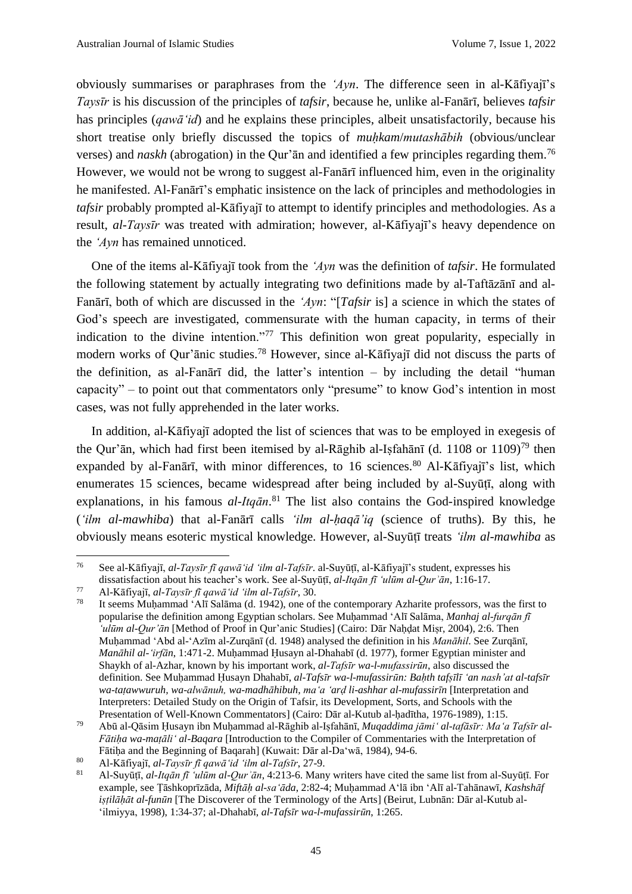obviously summarises or paraphrases from the *'Ayn*. The difference seen in al-Kāfiyajī's *Taysīr* is his discussion of the principles of *tafsir*, because he, unlike al-Fanārī, believes *tafsir* has principles (*qawā'id*) and he explains these principles, albeit unsatisfactorily, because his short treatise only briefly discussed the topics of *muḥkam*/*mutashābih* (obvious/unclear verses) and *naskh* (abrogation) in the Qur'ān and identified a few principles regarding them.[76] However, we would not be wrong to suggest al-Fanārī influenced him, even in the originality he manifested. Al-Fanārī's emphatic insistence on the lack of principles and methodologies in *tafsir* probably prompted al-Kāfiyajī to attempt to identify principles and methodologies. As a result, *al-Taysīr* was treated with admiration; however, al-Kāfiyajī's heavy dependence on the *'Ayn* has remained unnoticed.

One of the items al-Kāfiyajī took from the *'Ayn* was the definition of *tafsir*. He formulated the following statement by actually integrating two definitions made by al-Taftāzānī and al-Fanārī, both of which are discussed in the *'Ayn*: "[*Tafsir* is] a science in which the states of God's speech are investigated, commensurate with the human capacity, in terms of their indication to the divine intention."[77] This definition won great popularity, especially in modern works of Qur'ānic studies.[78] However, since al-Kāfiyajī did not discuss the parts of the definition, as al-Fanārī did, the latter's intention – by including the detail "human capacity" – to point out that commentators only "presume" to know God's intention in most cases, was not fully apprehended in the later works.

In addition, al-Kāfiyajī adopted the list of sciences that was to be employed in exegesis of the Qur'ān, which had first been itemised by al-Rāghib al-Iṣfahānī (d. 1108 or 1109)[79] then expanded by al-Fanārī, with minor differences, to 16 sciences.[80] Al-Kāfiyajī's list, which enumerates 15 sciences, became widespread after being included by al-Suyūṭī, along with explanations, in his famous *al-Itqān*.[81] The list also contains the God-inspired knowledge (*'ilm al-mawhiba*) that al-Fanārī calls *'ilm al-ḥaqā'iq* (science of truths). By this, he obviously means esoteric mystical knowledge. However, al-Suyūṭī treats *'ilm al-mawhiba* as

---

[76] See al-Kāfiyajī, *al-Taysīr fī qawā'id 'ilm al-Tafsīr*. al-Suyūṭī, al-Kāfiyajī's student, expresses his dissatisfaction about his teacher's work. See al-Suyūṭī, *al-Itqān fī 'ulūm al-Qur'ān*, 1:16-17.

[77] Al-Kāfiyajī, *al-Taysīr fī qawā'id 'ilm al-Tafsīr*, 30.

[78] It seems Muḥammad 'Alī Salāma (d. 1942), one of the contemporary Azharite professors, was the first to popularise the definition among Egyptian scholars. See Muḥammad 'Alī Salāma, *Manhaj al-furqān fī 'ulūm al-Qur'ān* [Method of Proof in Qur'anic Studies] (Cairo: Dār Naḥḍat Miṣr, 2004), 2:6. Then Muḥammad 'Abd al-'Azīm al-Zurqānī (d. 1948) analysed the definition in his *Manāhil*. See Zurqānī, *Manāhil al-'irfān*, 1:471-2. Muḥammad Ḥusayn al-Dhahabī (d. 1977), former Egyptian minister and Shaykh of al-Azhar, known by his important work, *al-Tafsīr wa-l-mufassirūn*, also discussed the definition. See Muḥammad Ḥusayn Dhahabī, *al-Tafsīr wa-l-mufassirūn: Baḥth tafṣīlī 'an nash'at al-tafsīr wa-taṭawwuruh, wa-alwānuh, wa-madhāhibuh, ma'a 'arḍ li-ashhar al-mufassirīn* [Interpretation and Interpreters: Detailed Study on the Origin of Tafsir, its Development, Sorts, and Schools with the Presentation of Well-Known Commentators] (Cairo: Dār al-Kutub al-ḥadītha, 1976-1989), 1:15.

[79] Abū al-Qāsim Ḥusayn ibn Muḥammad al-Rāghib al-Iṣfahānī, *Muqaddima jāmi' al-tafāsīr: Ma'a Tafsīr al-Fātiḥa wa-maṭāli' al-Baqara* [Introduction to the Compiler of Commentaries with the Interpretation of Fātiḥa and the Beginning of Baqarah] (Kuwait: Dār al-Da'wā, 1984), 94-6.

[80] Al-Kāfiyajī, *al-Taysīr fī qawā'id 'ilm al-Tafsīr*, 27-9.

[81] Al-Suyūṭī, *al-Itqān fī 'ulūm al-Qur'ān*, 4:213-6. Many writers have cited the same list from al-Suyūṭī. For example, see Ṭāshkoprīzāda, *Miftāḥ al-sa'āda*, 2:82-4; Muḥammad A'lā ibn 'Alī al-Tahānawī, *Kashshāf iṣṭilāḥāt al-funūn* [The Discoverer of the Terminology of the Arts] (Beirut, Lubnān: Dār al-Kutub al-'ilmiyya, 1998), 1:34-37; al-Dhahabī, *al-Tafsīr wa-l-mufassirūn*, 1:265.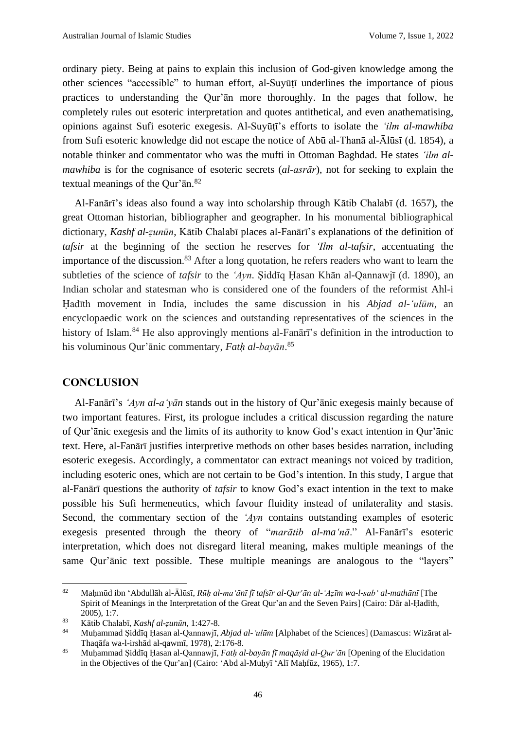ordinary piety. Being at pains to explain this inclusion of God-given knowledge among the other sciences "accessible" to human effort, al-Suyūṭī underlines the importance of pious practices to understanding the Qur'ān more thoroughly. In the pages that follow, he completely rules out esoteric interpretation and quotes antithetical, and even anathematising, opinions against Sufi esoteric exegesis. Al-Suyūṭī's efforts to isolate the *'ilm al-mawhiba* from Sufi esoteric knowledge did not escape the notice of Abū al-Thanā al-Ālūsī (d. 1854), a notable thinker and commentator who was the mufti in Ottoman Baghdad. He states *'ilm al-mawhiba* is for the cognisance of esoteric secrets (*al-asrār*), not for seeking to explain the textual meanings of the Qur'ān.[82]

Al-Fanārī's ideas also found a way into scholarship through Kātib Chalabī (d. 1657), the great Ottoman historian, bibliographer and geographer. In his monumental bibliographical dictionary, *Kashf al-ẓunūn*, Kātib Chalabī places al-Fanārī's explanations of the definition of *tafsir* at the beginning of the section he reserves for *'Ilm al-tafsir*, accentuating the importance of the discussion.[83] After a long quotation, he refers readers who want to learn the subtleties of the science of *tafsir* to the *'Ayn*. Ṣiddīq Ḥasan Khān al-Qannawjī (d. 1890), an Indian scholar and statesman who is considered one of the founders of the reformist Ahl-i Ḥadīth movement in India, includes the same discussion in his *Abjad al-'ulūm*, an encyclopaedic work on the sciences and outstanding representatives of the sciences in the history of Islam.[84] He also approvingly mentions al-Fanārī's definition in the introduction to his voluminous Qur'ānic commentary, *Fatḥ al-bayān*.[85]

## CONCLUSION

Al-Fanārī's *'Ayn al-a'yān* stands out in the history of Qur'ānic exegesis mainly because of two important features. First, its prologue includes a critical discussion regarding the nature of Qur'ānic exegesis and the limits of its authority to know God's exact intention in Qur'ānic text. Here, al-Fanārī justifies interpretive methods on other bases besides narration, including esoteric exegesis. Accordingly, a commentator can extract meanings not voiced by tradition, including esoteric ones, which are not certain to be God's intention. In this study, I argue that al-Fanārī questions the authority of *tafsir* to know God's exact intention in the text to make possible his Sufi hermeneutics, which favour fluidity instead of unilaterality and stasis. Second, the commentary section of the *'Ayn* contains outstanding examples of esoteric exegesis presented through the theory of "*marātib al-ma'nā*." Al-Fanārī's esoteric interpretation, which does not disregard literal meaning, makes multiple meanings of the same Qur'ānic text possible. These multiple meanings are analogous to the "layers"

---

[82] Maḥmūd ibn 'Abdullāh al-Ālūsī, *Rūḥ al-ma'ānī fī tafsīr al-Qur'ān al-'Aẓīm wa-l-sab' al-mathānī* [The Spirit of Meanings in the Interpretation of the Great Qur'an and the Seven Pairs] (Cairo: Dār al-Ḥadīth, 2005), 1:7.

[83] Kātib Chalabī, *Kashf al-ẓunūn*, 1:427-8.

[84] Muḥammad Ṣiddīq Ḥasan al-Qannawjī, *Abjad al-'ulūm* [Alphabet of the Sciences] (Damascus: Wizārat al-Thaqāfa wa-l-irshād al-qawmī, 1978), 2:176-8.

[85] Muḥammad Ṣiddīq Ḥasan al-Qannawjī, *Fatḥ al-bayān fī maqāṣid al-Qur'ān* [Opening of the Elucidation in the Objectives of the Qur'an] (Cairo: 'Abd al-Muḥyī 'Alī Maḥfūz, 1965), 1:7.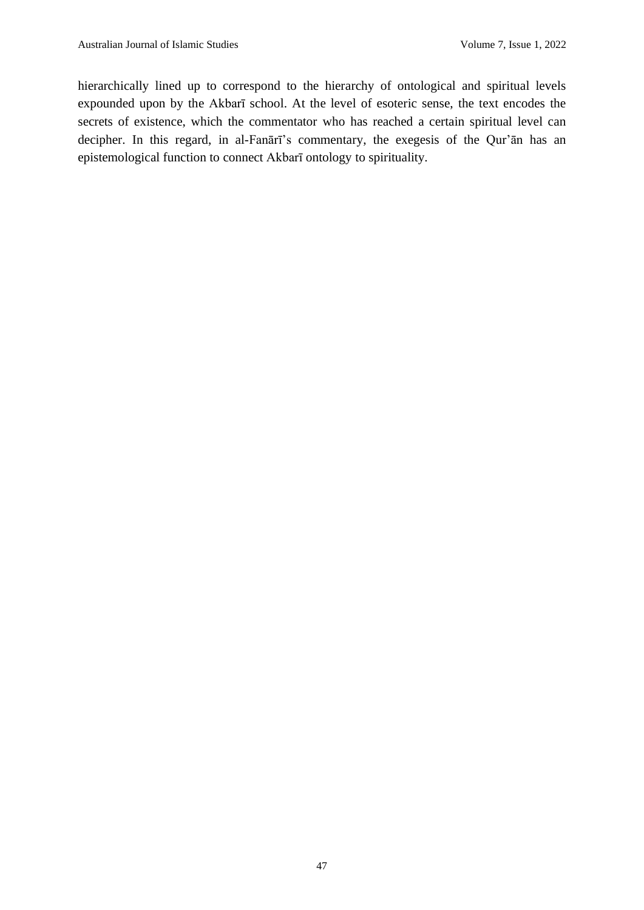hierarchically lined up to correspond to the hierarchy of ontological and spiritual levels expounded upon by the Akbarī school. At the level of esoteric sense, the text encodes the secrets of existence, which the commentator who has reached a certain spiritual level can decipher. In this regard, in al-Fanārī's commentary, the exegesis of the Qur'ān has an epistemological function to connect Akbarī ontology to spirituality.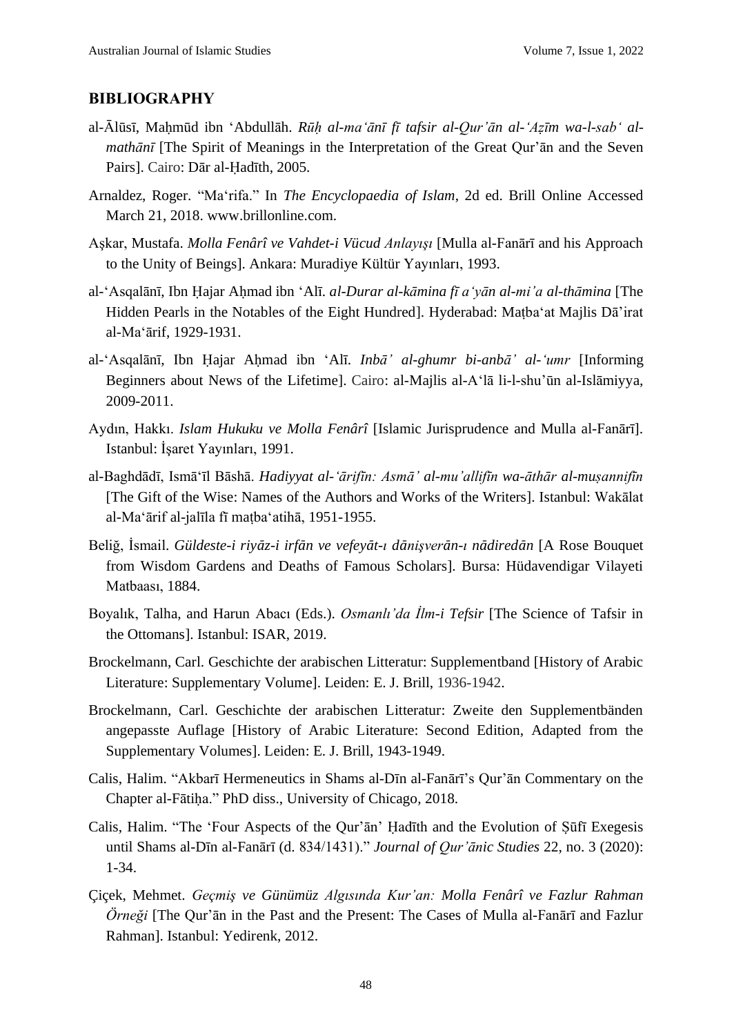## BIBLIOGRAPHY

al-Ālūsī, Maḥmūd ibn ʿAbdullāh. *Rūḥ al-maʿānī fī tafsir al-Qurʾān al-ʿAẓīm wa-l-sabʿ al-mathānī* [The Spirit of Meanings in the Interpretation of the Great Qurʾān and the Seven Pairs]. Cairo: Dār al-Ḥadīth, 2005.

Arnaldez, Roger. "Maʿrifa." In *The Encyclopaedia of Islam*, 2d ed. Brill Online Accessed March 21, 2018. www.brillonline.com.

Aşkar, Mustafa. *Molla Fenârî ve Vahdet-i Vücud Anlayışı* [Mulla al-Fanārī and his Approach to the Unity of Beings]. Ankara: Muradiye Kültür Yayınları, 1993.

al-ʿAsqalānī, Ibn Ḥajar Aḥmad ibn ʿAlī. *al-Durar al-kāmina fī aʿyān al-miʾa al-thāmina* [The Hidden Pearls in the Notables of the Eight Hundred]. Hyderabad: Maṭbaʿat Majlis Dāʾirat al-Maʿārif, 1929-1931.

al-ʿAsqalānī, Ibn Ḥajar Aḥmad ibn ʿAlī. *Inbāʾ al-ghumr bi-anbāʾ al-ʿumr* [Informing Beginners about News of the Lifetime]. Cairo: al-Majlis al-Aʿlā li-l-shuʾūn al-Islāmiyya, 2009-2011.

Aydın, Hakkı. *Islam Hukuku ve Molla Fenârî* [Islamic Jurisprudence and Mulla al-Fanārī]. Istanbul: İşaret Yayınları, 1991.

al-Baghdādī, Ismāʿīl Bāshā. *Hadiyyat al-ʿārifīn: Asmāʾ al-muʾallifīn wa-āthār al-muṣannifīn* [The Gift of the Wise: Names of the Authors and Works of the Writers]. Istanbul: Wakālat al-Maʿārif al-jalīla fī maṭbaʿatihā, 1951-1955.

Beliğ, İsmail. *Güldeste-i riyāz-i irfān ve vefeyāt-ı dānişverān-ı nādiredān* [A Rose Bouquet from Wisdom Gardens and Deaths of Famous Scholars]. Bursa: Hüdavendigar Vilayeti Matbaası, 1884.

Boyalık, Talha, and Harun Abacı (Eds.). *Osmanlı'da İlm-i Tefsir* [The Science of Tafsir in the Ottomans]. Istanbul: ISAR, 2019.

Brockelmann, Carl. Geschichte der arabischen Litteratur: Supplementband [History of Arabic Literature: Supplementary Volume]. Leiden: E. J. Brill, 1936-1942.

Brockelmann, Carl. Geschichte der arabischen Litteratur: Zweite den Supplementbänden angepasste Auflage [History of Arabic Literature: Second Edition, Adapted from the Supplementary Volumes]. Leiden: E. J. Brill, 1943-1949.

Calis, Halim. "Akbarī Hermeneutics in Shams al-Dīn al-Fanārī's Qurʾān Commentary on the Chapter al-Fātiḥa." PhD diss., University of Chicago, 2018.

Calis, Halim. "The 'Four Aspects of the Qurʾān' Ḥadīth and the Evolution of Ṣūfī Exegesis until Shams al-Dīn al-Fanārī (d. 834/1431)." *Journal of Qurʾānic Studies* 22, no. 3 (2020): 1-34.

Çiçek, Mehmet. *Geçmiş ve Günümüz Algısında Kur'an: Molla Fenârî ve Fazlur Rahman Örneği* [The Qurʾān in the Past and the Present: The Cases of Mulla al-Fanārī and Fazlur Rahman]. Istanbul: Yedirenk, 2012.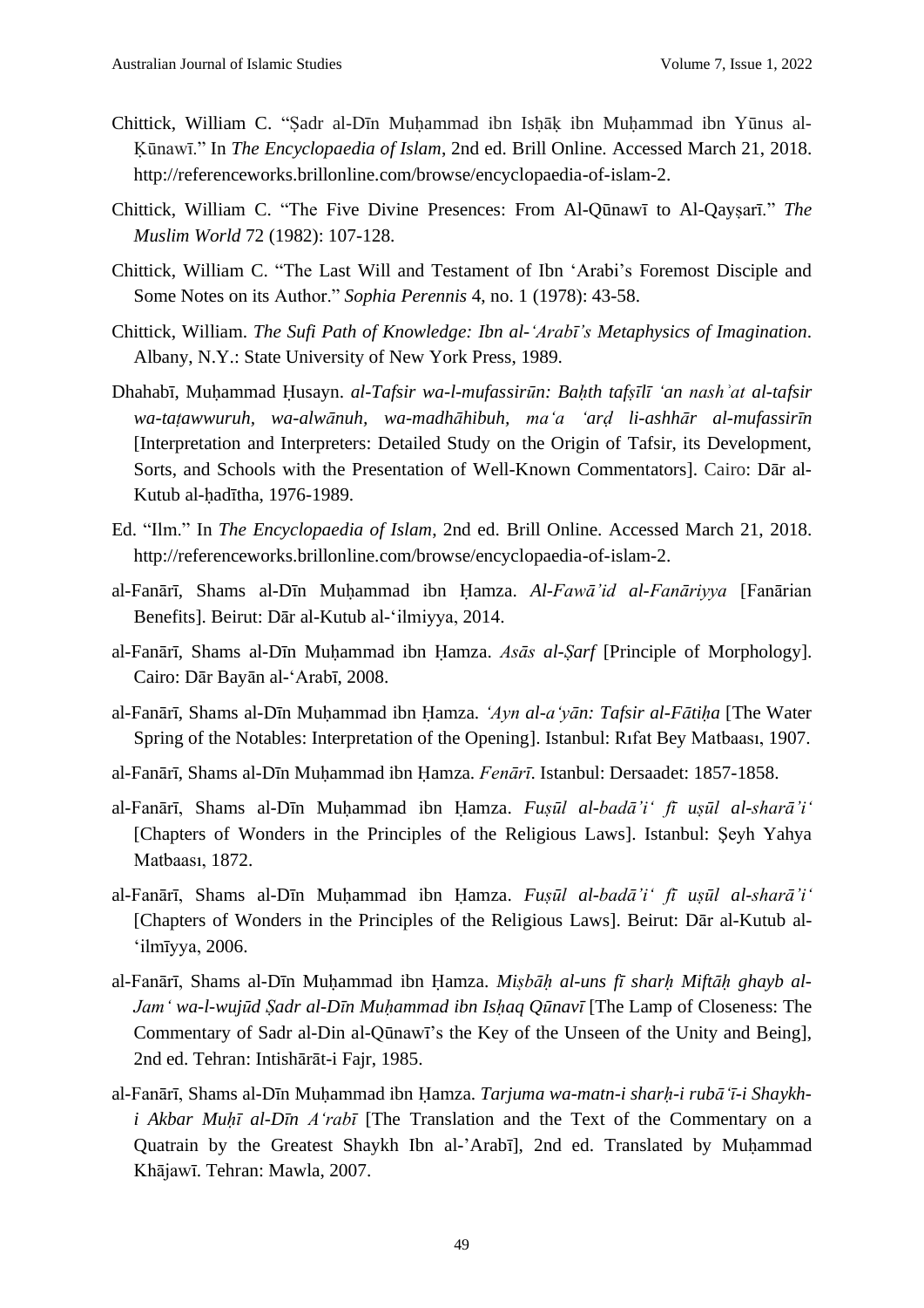Chittick, William C. "Ṣadr al-Dīn Muḥammad ibn Isḥāḳ ibn Muḥammad ibn Yūnus al-Ḳūnawī." In *The Encyclopaedia of Islam*, 2nd ed. Brill Online. Accessed March 21, 2018. http://referenceworks.brillonline.com/browse/encyclopaedia-of-islam-2.

Chittick, William C. "The Five Divine Presences: From Al-Qūnawī to Al-Qayṣarī." *The Muslim World* 72 (1982): 107-128.

Chittick, William C. "The Last Will and Testament of Ibn 'Arabi's Foremost Disciple and Some Notes on its Author." *Sophia Perennis* 4, no. 1 (1978): 43-58.

Chittick, William. *The Sufi Path of Knowledge: Ibn al-'Arabī's Metaphysics of Imagination*. Albany, N.Y.: State University of New York Press, 1989.

Dhahabī, Muḥammad Ḥusayn. *al-Tafsir wa-l-mufassirūn: Baḥth tafṣīlī 'an nashʾat al-tafsir wa-taṭawwuruh, wa-alwānuh, wa-madhāhibuh, ma'a 'arḍ li-ashhār al-mufassirīn* [Interpretation and Interpreters: Detailed Study on the Origin of Tafsir, its Development, Sorts, and Schools with the Presentation of Well-Known Commentators]. Cairo: Dār al-Kutub al-ḥadītha, 1976-1989.

Ed. "Ilm." In *The Encyclopaedia of Islam*, 2nd ed. Brill Online. Accessed March 21, 2018. http://referenceworks.brillonline.com/browse/encyclopaedia-of-islam-2.

al-Fanārī, Shams al-Dīn Muḥammad ibn Ḥamza. *Al-Fawā'id al-Fanāriyya* [Fanārian Benefits]. Beirut: Dār al-Kutub al-'ilmiyya, 2014.

al-Fanārī, Shams al-Dīn Muḥammad ibn Ḥamza. *Asās al-Ṣarf* [Principle of Morphology]. Cairo: Dār Bayān al-'Arabī, 2008.

al-Fanārī, Shams al-Dīn Muḥammad ibn Ḥamza. *'Ayn al-a'yān: Tafsir al-Fātiḥa* [The Water Spring of the Notables: Interpretation of the Opening]. Istanbul: Rıfat Bey Matbaası, 1907.

al-Fanārī, Shams al-Dīn Muḥammad ibn Ḥamza. *Fenārī*. Istanbul: Dersaadet: 1857-1858.

al-Fanārī, Shams al-Dīn Muḥammad ibn Ḥamza. *Fuṣūl al-badā'i' fī uṣūl al-sharā'i'* [Chapters of Wonders in the Principles of the Religious Laws]. Istanbul: Şeyh Yahya Matbaası, 1872.

al-Fanārī, Shams al-Dīn Muḥammad ibn Ḥamza. *Fuṣūl al-badā'i' fī uṣūl al-sharā'i'* [Chapters of Wonders in the Principles of the Religious Laws]. Beirut: Dār al-Kutub al-'ilmīyya, 2006.

al-Fanārī, Shams al-Dīn Muḥammad ibn Ḥamza. *Miṣbāḥ al-uns fī sharḥ Miftāḥ ghayb al-Jam' wa-l-wujūd Ṣadr al-Dīn Muḥammad ibn Isḥaq Qūnavī* [The Lamp of Closeness: The Commentary of Sadr al-Din al-Qūnawī's the Key of the Unseen of the Unity and Being], 2nd ed. Tehran: Intishārāt-i Fajr, 1985.

al-Fanārī, Shams al-Dīn Muḥammad ibn Ḥamza. *Tarjuma wa-matn-i sharḥ-i rubā'ī-i Shaykh-i Akbar Muḥī al-Dīn A'rabī* [The Translation and the Text of the Commentary on a Quatrain by the Greatest Shaykh Ibn al-'Arabī], 2nd ed. Translated by Muḥammad Khājawī. Tehran: Mawla, 2007.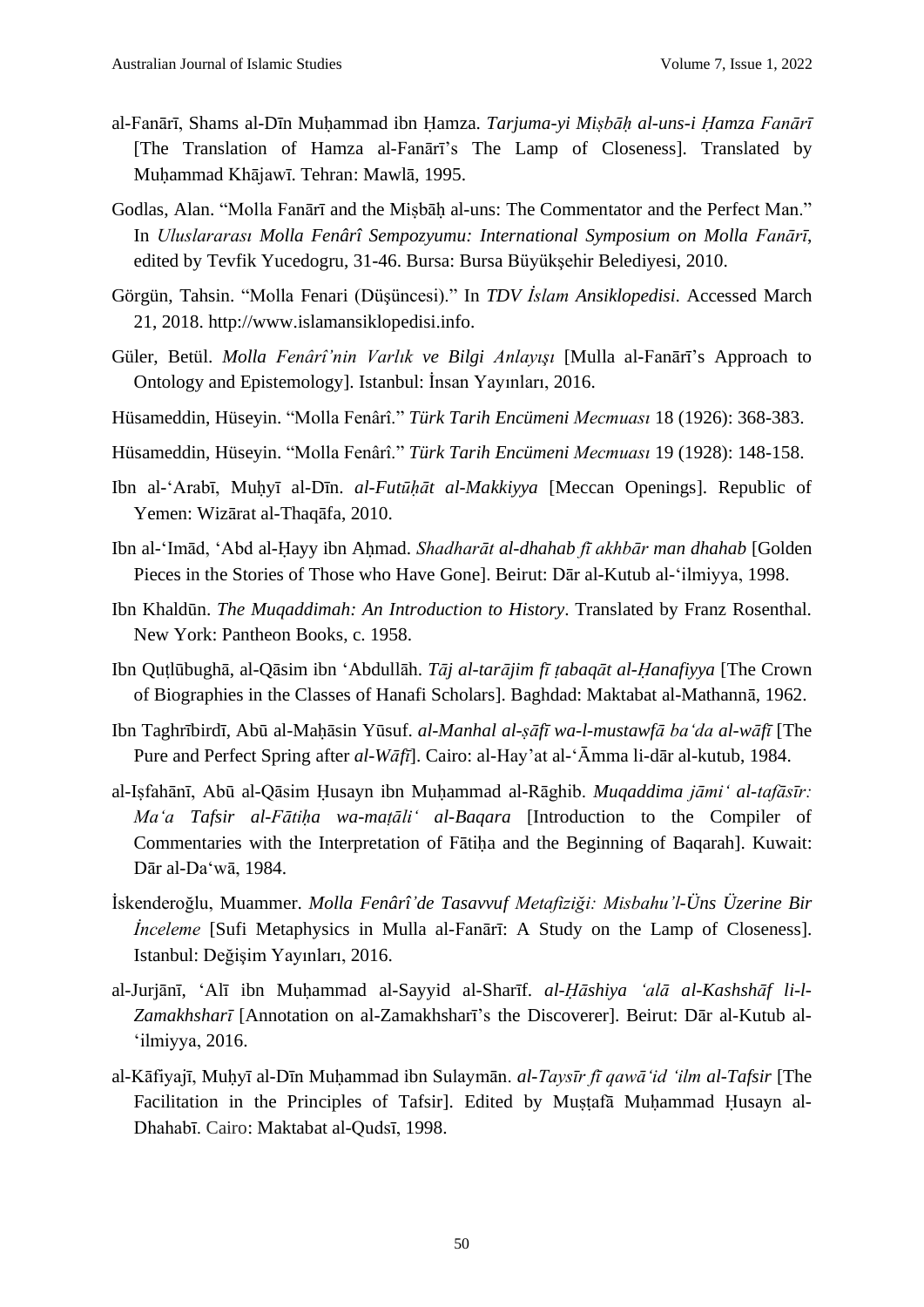al-Fanārī, Shams al-Dīn Muḥammad ibn Ḥamza. *Tarjuma-yi Miṣbāḥ al-uns-i Ḥamza Fanārī* [The Translation of Hamza al-Fanārī's The Lamp of Closeness]. Translated by Muḥammad Khājawī. Tehran: Mawlā, 1995.

Godlas, Alan. "Molla Fanārī and the Miṣbāḥ al-uns: The Commentator and the Perfect Man." In *Uluslararası Molla Fenârî Sempozyumu: International Symposium on Molla Fanārī*, edited by Tevfik Yucedogru, 31-46. Bursa: Bursa Büyükşehir Belediyesi, 2010.

Görgün, Tahsin. "Molla Fenari (Düşüncesi)." In *TDV İslam Ansiklopedisi*. Accessed March 21, 2018. http://www.islamansiklopedisi.info.

Güler, Betül. *Molla Fenârî'nin Varlık ve Bilgi Anlayışı* [Mulla al-Fanārī's Approach to Ontology and Epistemology]. Istanbul: İnsan Yayınları, 2016.

Hüsameddin, Hüseyin. "Molla Fenârî." *Türk Tarih Encümeni Mecmuası* 18 (1926): 368-383.

Hüsameddin, Hüseyin. "Molla Fenârî." *Türk Tarih Encümeni Mecmuası* 19 (1928): 148-158.

Ibn al-ʻArabī, Muḥyī al-Dīn. *al-Futūḥāt al-Makkiyya* [Meccan Openings]. Republic of Yemen: Wizārat al-Thaqāfa, 2010.

Ibn al-ʻImād, ʻAbd al-Ḥayy ibn Aḥmad. *Shadharāt al-dhahab fī akhbār man dhahab* [Golden Pieces in the Stories of Those who Have Gone]. Beirut: Dār al-Kutub al-ʻilmiyya, 1998.

Ibn Khaldūn. *The Muqaddimah: An Introduction to History*. Translated by Franz Rosenthal. New York: Pantheon Books, c. 1958.

Ibn Quṭlūbughā, al-Qāsim ibn ʻAbdullāh. *Tāj al-tarājim fī ṭabaqāt al-Ḥanafiyya* [The Crown of Biographies in the Classes of Hanafi Scholars]. Baghdad: Maktabat al-Mathannā, 1962.

Ibn Taghrībirdī, Abū al-Maḥāsin Yūsuf. *al-Manhal al-ṣāfī wa-l-mustawfā baʻda al-wāfī* [The Pure and Perfect Spring after *al-Wāfī*]. Cairo: al-Hay'at al-ʻĀmma li-dār al-kutub, 1984.

al-Iṣfahānī, Abū al-Qāsim Ḥusayn ibn Muḥammad al-Rāghib. *Muqaddima jāmiʻ al-tafāsīr: Maʻa Tafsir al-Fātiḥa wa-maṭāliʻ al-Baqara* [Introduction to the Compiler of Commentaries with the Interpretation of Fātiḥa and the Beginning of Baqarah]. Kuwait: Dār al-Daʻwā, 1984.

İskenderoğlu, Muammer. *Molla Fenârî'de Tasavvuf Metafiziği: Misbahu'l-Üns Üzerine Bir İnceleme* [Sufi Metaphysics in Mulla al-Fanārī: A Study on the Lamp of Closeness]. Istanbul: Değişim Yayınları, 2016.

al-Jurjānī, ʻAlī ibn Muḥammad al-Sayyid al-Sharīf. *al-Ḥāshiya ʻalā al-Kashshāf li-l-Zamakhsharī* [Annotation on al-Zamakhsharī's the Discoverer]. Beirut: Dār al-Kutub al-ʻilmiyya, 2016.

al-Kāfiyajī, Muḥyī al-Dīn Muḥammad ibn Sulaymān. *al-Taysīr fī qawāʻid ʻilm al-Tafsir* [The Facilitation in the Principles of Tafsir]. Edited by Muṣṭafā Muḥammad Ḥusayn al-Dhahabī. Cairo: Maktabat al-Qudsī, 1998.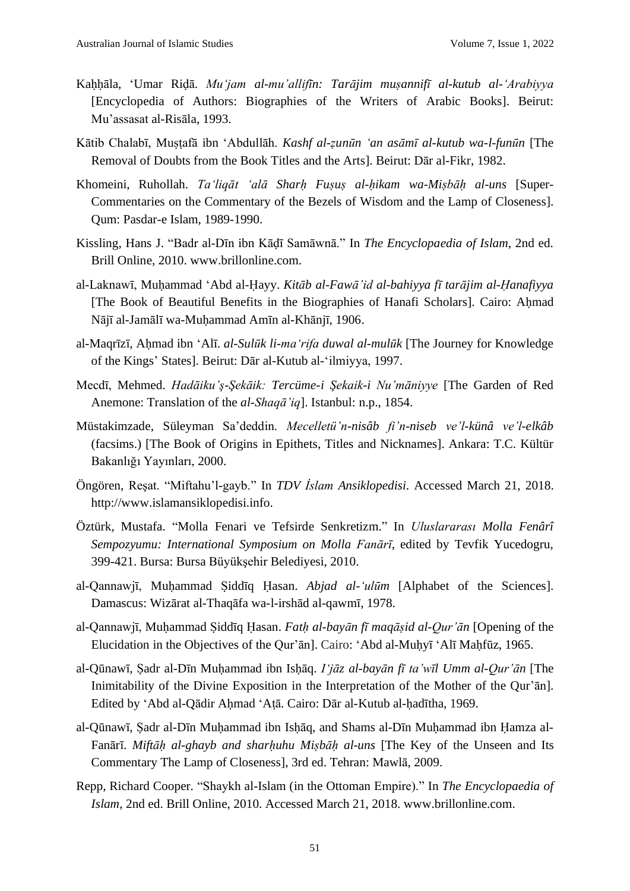Kaḥḥāla, ʿUmar Riḍā. *Muʿjam al-muʾallifīn: Tarājim muṣannifī al-kutub al-ʿArabiyya* [Encyclopedia of Authors: Biographies of the Writers of Arabic Books]. Beirut: Muʾassasat al-Risāla, 1993.

Kātib Chalabī, Muṣṭafā ibn ʿAbdullāh. *Kashf al-ẓunūn ʿan asāmī al-kutub wa-l-funūn* [The Removal of Doubts from the Book Titles and the Arts]. Beirut: Dār al-Fikr, 1982.

Khomeini, Ruhollah. *Taʿliqāt ʿalā Sharḥ Fuṣuṣ al-ḥikam wa-Miṣbāḥ al-uns* [Super-Commentaries on the Commentary of the Bezels of Wisdom and the Lamp of Closeness]. Qum: Pasdar-e Islam, 1989-1990.

Kissling, Hans J. "Badr al-Dīn ibn Kāḍī Samāwnā." In *The Encyclopaedia of Islam*, 2nd ed. Brill Online, 2010. www.brillonline.com.

al-Laknawī, Muḥammad ʿAbd al-Ḥayy. *Kitāb al-Fawāʾid al-bahiyya fī tarājim al-Ḥanafiyya* [The Book of Beautiful Benefits in the Biographies of Hanafi Scholars]. Cairo: Aḥmad Nājī al-Jamālī wa-Muḥammad Amīn al-Khānjī, 1906.

al-Maqrīzī, Aḥmad ibn ʿAlī. *al-Sulūk li-maʿrifa duwal al-mulūk* [The Journey for Knowledge of the Kings' States]. Beirut: Dār al-Kutub al-ʿilmiyya, 1997.

Mecdī, Mehmed. *Hadāiku'ş-Şekāik: Tercüme-i Şekaik-i Nu'māniyye* [The Garden of Red Anemone: Translation of the *al-Shaqāʾiq*]. Istanbul: n.p., 1854.

Müstakimzade, Süleyman Sa'deddin. *Mecelletü'n-nisâb fi'n-niseb ve'l-künâ ve'l-elkâb* (facsims.) [The Book of Origins in Epithets, Titles and Nicknames]. Ankara: T.C. Kültür Bakanlığı Yayınları, 2000.

Öngören, Reşat. "Miftahu'l-gayb." In *TDV İslam Ansiklopedisi*. Accessed March 21, 2018. http://www.islamansiklopedisi.info.

Öztürk, Mustafa. "Molla Fenari ve Tefsirde Senkretizm." In *Uluslararası Molla Fenârî Sempozyumu: International Symposium on Molla Fanārī*, edited by Tevfik Yucedogru, 399-421. Bursa: Bursa Büyükşehir Belediyesi, 2010.

al-Qannawjī, Muḥammad Ṣiddīq Ḥasan. *Abjad al-ʿulūm* [Alphabet of the Sciences]. Damascus: Wizārat al-Thaqāfa wa-l-irshād al-qawmī, 1978.

al-Qannawjī, Muḥammad Ṣiddīq Ḥasan. *Fatḥ al-bayān fī maqāṣid al-Qurʾān* [Opening of the Elucidation in the Objectives of the Qurʾān]. Cairo: ʿAbd al-Muḥyī ʿAlī Maḥfūz, 1965.

al-Qūnawī, Ṣadr al-Dīn Muḥammad ibn Isḥāq. *Iʿjāz al-bayān fī taʾwīl Umm al-Qurʾān* [The Inimitability of the Divine Exposition in the Interpretation of the Mother of the Qurʾān]. Edited by ʿAbd al-Qādir Aḥmad ʿAṭā. Cairo: Dār al-Kutub al-ḥadītha, 1969.

al-Qūnawī, Ṣadr al-Dīn Muḥammad ibn Isḥāq, and Shams al-Dīn Muḥammad ibn Ḥamza al-Fanārī. *Miftāḥ al-ghayb and sharḥuhu Miṣbāḥ al-uns* [The Key of the Unseen and Its Commentary The Lamp of Closeness], 3rd ed. Tehran: Mawlā, 2009.

Repp, Richard Cooper. "Shaykh al-Islam (in the Ottoman Empire)." In *The Encyclopaedia of Islam*, 2nd ed. Brill Online, 2010. Accessed March 21, 2018. www.brillonline.com.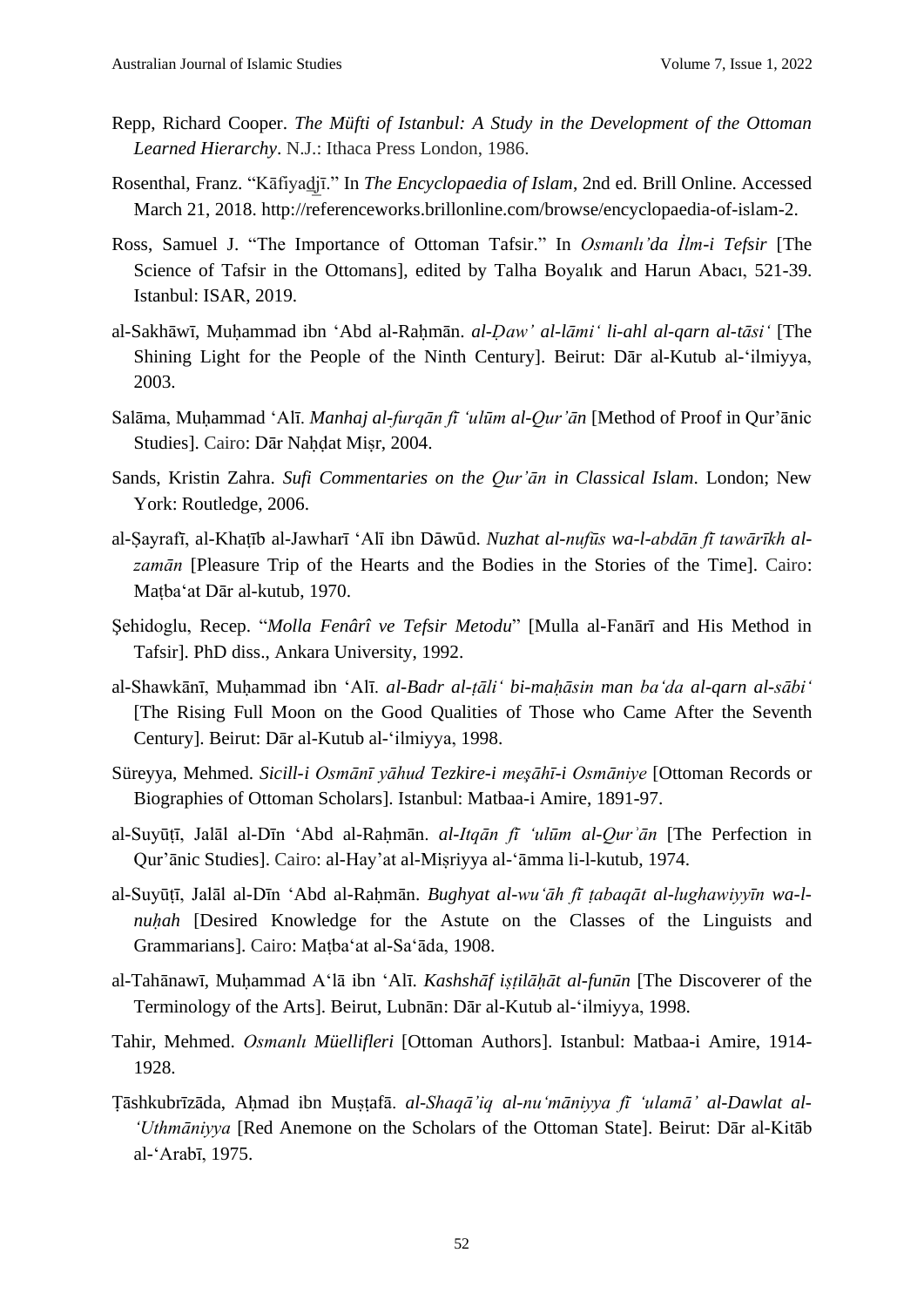Repp, Richard Cooper. *The Müfti of Istanbul: A Study in the Development of the Ottoman Learned Hierarchy*. N.J.: Ithaca Press London, 1986.

Rosenthal, Franz. "Kāfiyad̲j̲ī." In *The Encyclopaedia of Islam*, 2nd ed. Brill Online. Accessed March 21, 2018. http://referenceworks.brillonline.com/browse/encyclopaedia-of-islam-2.

Ross, Samuel J. "The Importance of Ottoman Tafsir." In *Osmanlı'da İlm-i Tefsir* [The Science of Tafsir in the Ottomans], edited by Talha Boyalık and Harun Abacı, 521-39. Istanbul: ISAR, 2019.

al-Sakhāwī, Muḥammad ibn ʿAbd al-Raḥmān. *al-Ḍaw' al-lāmiʿ li-ahl al-qarn al-tāsiʿ* [The Shining Light for the People of the Ninth Century]. Beirut: Dār al-Kutub al-ʿilmiyya, 2003.

Salāma, Muḥammad ʿAlī. *Manhaj al-furqān fī ʿulūm al-Qur'ān* [Method of Proof in Qur'ānic Studies]. Cairo: Dār Naḥḍat Miṣr, 2004.

Sands, Kristin Zahra. *Sufi Commentaries on the Qur'ān in Classical Islam*. London; New York: Routledge, 2006.

al-Ṣayrafī, al-Khaṭīb al-Jawharī ʿAlī ibn Dāwūd. *Nuzhat al-nufūs wa-l-abdān fī tawārīkh al-zamān* [Pleasure Trip of the Hearts and the Bodies in the Stories of the Time]. Cairo: Maṭbaʿat Dār al-kutub, 1970.

Şehidoglu, Recep. "*Molla Fenârî ve Tefsir Metodu*" [Mulla al-Fanārī and His Method in Tafsir]. PhD diss., Ankara University, 1992.

al-Shawkānī, Muḥammad ibn ʿAlī. *al-Badr al-ṭāliʿ bi-maḥāsin man baʿda al-qarn al-sābiʿ* [The Rising Full Moon on the Good Qualities of Those who Came After the Seventh Century]. Beirut: Dār al-Kutub al-ʿilmiyya, 1998.

Süreyya, Mehmed. *Sicill-i Osmānī yāhud Tezkire-i meşāhī-i Osmāniye* [Ottoman Records or Biographies of Ottoman Scholars]. Istanbul: Matbaa-i Amire, 1891-97.

al-Suyūṭī, Jalāl al-Dīn ʿAbd al-Raḥmān. *al-Itqān fī ʿulūm al-Qurʾān* [The Perfection in Qur'ānic Studies]. Cairo: al-Hay'at al-Miṣriyya al-ʿāmma li-l-kutub, 1974.

al-Suyūṭī, Jalāl al-Dīn ʿAbd al-Raḥmān. *Bughyat al-wuʿāh fī ṭabaqāt al-lughawiyyīn wa-l-nuḥah* [Desired Knowledge for the Astute on the Classes of the Linguists and Grammarians]. Cairo: Maṭbaʿat al-Saʿāda, 1908.

al-Tahānawī, Muḥammad Aʿlā ibn ʿAlī. *Kashshāf iṣṭilāḥāt al-funūn* [The Discoverer of the Terminology of the Arts]. Beirut, Lubnān: Dār al-Kutub al-ʿilmiyya, 1998.

Tahir, Mehmed. *Osmanlı Müellifleri* [Ottoman Authors]. Istanbul: Matbaa-i Amire, 1914-1928.

Ṭāshkubrīzāda, Aḥmad ibn Muṣṭafā. *al-Shaqā'iq al-nuʿmāniyya fī ʿulamā' al-Dawlat al-ʿUthmāniyya* [Red Anemone on the Scholars of the Ottoman State]. Beirut: Dār al-Kitāb al-ʿArabī, 1975.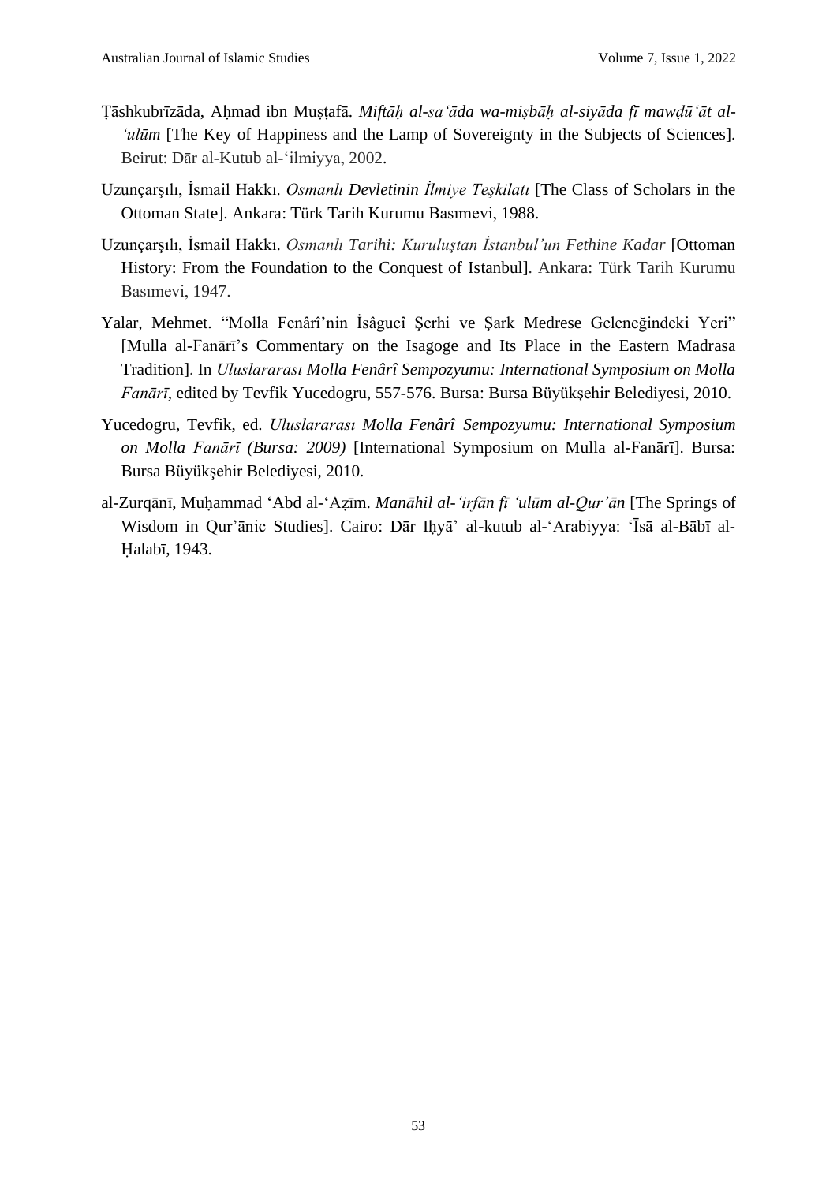Ṭāshkubrīzāda, Aḥmad ibn Muṣṭafā. *Miftāḥ al-sa'āda wa-miṣbāḥ al-siyāda fī mawḍū'āt al-'ulūm* [The Key of Happiness and the Lamp of Sovereignty in the Subjects of Sciences]. Beirut: Dār al-Kutub al-'ilmiyya, 2002.

Uzunçarşılı, İsmail Hakkı. *Osmanlı Devletinin İlmiye Teşkilatı* [The Class of Scholars in the Ottoman State]. Ankara: Türk Tarih Kurumu Basımevi, 1988.

Uzunçarşılı, İsmail Hakkı. *Osmanlı Tarihi: Kuruluştan İstanbul'un Fethine Kadar* [Ottoman History: From the Foundation to the Conquest of Istanbul]. Ankara: Türk Tarih Kurumu Basımevi, 1947.

Yalar, Mehmet. "Molla Fenârî'nin İsâgucî Şerhi ve Şark Medrese Geleneğindeki Yeri" [Mulla al-Fanārī's Commentary on the Isagoge and Its Place in the Eastern Madrasa Tradition]. In *Uluslararası Molla Fenârî Sempozyumu: International Symposium on Molla Fanārī*, edited by Tevfik Yucedogru, 557-576. Bursa: Bursa Büyükşehir Belediyesi, 2010.

Yucedogru, Tevfik, ed. *Uluslararası Molla Fenârî Sempozyumu: International Symposium on Molla Fanārī (Bursa: 2009)* [International Symposium on Mulla al-Fanārī]. Bursa: Bursa Büyükşehir Belediyesi, 2010.

al-Zurqānī, Muḥammad 'Abd al-'Aẓīm. *Manāhil al-'irfān fī 'ulūm al-Qur'ān* [The Springs of Wisdom in Qur'ānic Studies]. Cairo: Dār Iḥyā' al-kutub al-'Arabiyya: 'Īsā al-Bābī al-Ḥalabī, 1943.